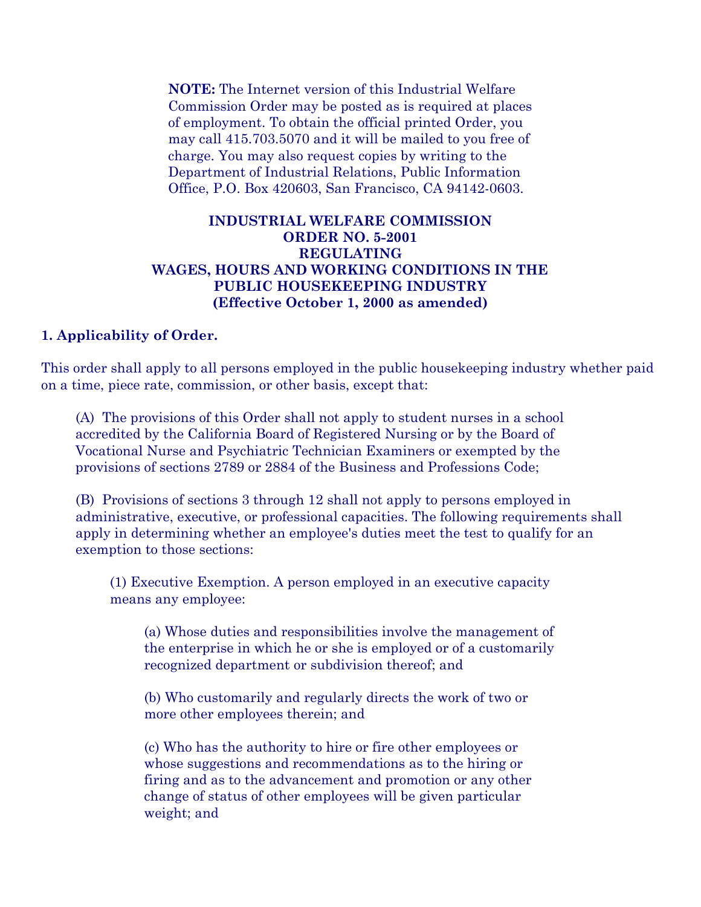**NOTE:** The Internet version of this Industrial Welfare Commission Order may be posted as is required at places of employment. To obtain the official printed Order, you may call 415.703.5070 and it will be mailed to you free of charge. You may also request copies by writing to the Department of Industrial Relations, Public Information Office, P.O. Box 420603, San Francisco, CA 94142-0603.

# INDUSTRIAL WELFARE COMMISSION
# ORDER NO. 5-2001
# REGULATING
# WAGES, HOURS AND WORKING CONDITIONS IN THE PUBLIC HOUSEKEEPING INDUSTRY
**(Effective October 1, 2000 as amended)**

## 1. Applicability of Order.

This order shall apply to all persons employed in the public housekeeping industry whether paid on a time, piece rate, commission, or other basis, except that:

(A) The provisions of this Order shall not apply to student nurses in a school accredited by the California Board of Registered Nursing or by the Board of Vocational Nurse and Psychiatric Technician Examiners or exempted by the provisions of sections 2789 or 2884 of the Business and Professions Code;

(B) Provisions of sections 3 through 12 shall not apply to persons employed in administrative, executive, or professional capacities. The following requirements shall apply in determining whether an employee's duties meet the test to qualify for an exemption to those sections:

(1) Executive Exemption. A person employed in an executive capacity means any employee:

(a) Whose duties and responsibilities involve the management of the enterprise in which he or she is employed or of a customarily recognized department or subdivision thereof; and

(b) Who customarily and regularly directs the work of two or more other employees therein; and

(c) Who has the authority to hire or fire other employees or whose suggestions and recommendations as to the hiring or firing and as to the advancement and promotion or any other change of status of other employees will be given particular weight; and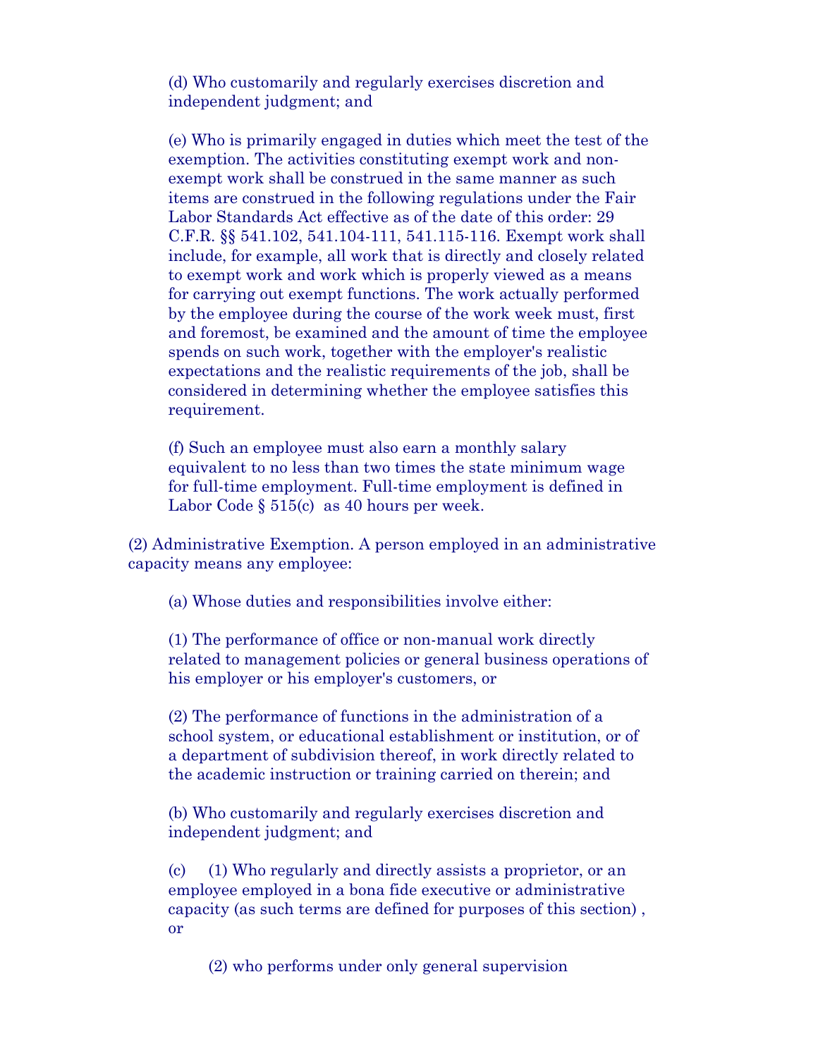(d) Who customarily and regularly exercises discretion and independent judgment; and

(e) Who is primarily engaged in duties which meet the test of the exemption. The activities constituting exempt work and non-exempt work shall be construed in the same manner as such items are construed in the following regulations under the Fair Labor Standards Act effective as of the date of this order: 29 C.F.R. §§ 541.102, 541.104-111, 541.115-116. Exempt work shall include, for example, all work that is directly and closely related to exempt work and work which is properly viewed as a means for carrying out exempt functions. The work actually performed by the employee during the course of the work week must, first and foremost, be examined and the amount of time the employee spends on such work, together with the employer's realistic expectations and the realistic requirements of the job, shall be considered in determining whether the employee satisfies this requirement.

(f) Such an employee must also earn a monthly salary equivalent to no less than two times the state minimum wage for full-time employment. Full-time employment is defined in Labor Code § 515(c) as 40 hours per week.

(2) Administrative Exemption. A person employed in an administrative capacity means any employee:

(a) Whose duties and responsibilities involve either:

(1) The performance of office or non-manual work directly related to management policies or general business operations of his employer or his employer's customers, or

(2) The performance of functions in the administration of a school system, or educational establishment or institution, or of a department of subdivision thereof, in work directly related to the academic instruction or training carried on therein; and

(b) Who customarily and regularly exercises discretion and independent judgment; and

(c) (1) Who regularly and directly assists a proprietor, or an employee employed in a bona fide executive or administrative capacity (as such terms are defined for purposes of this section) , or

(2) who performs under only general supervision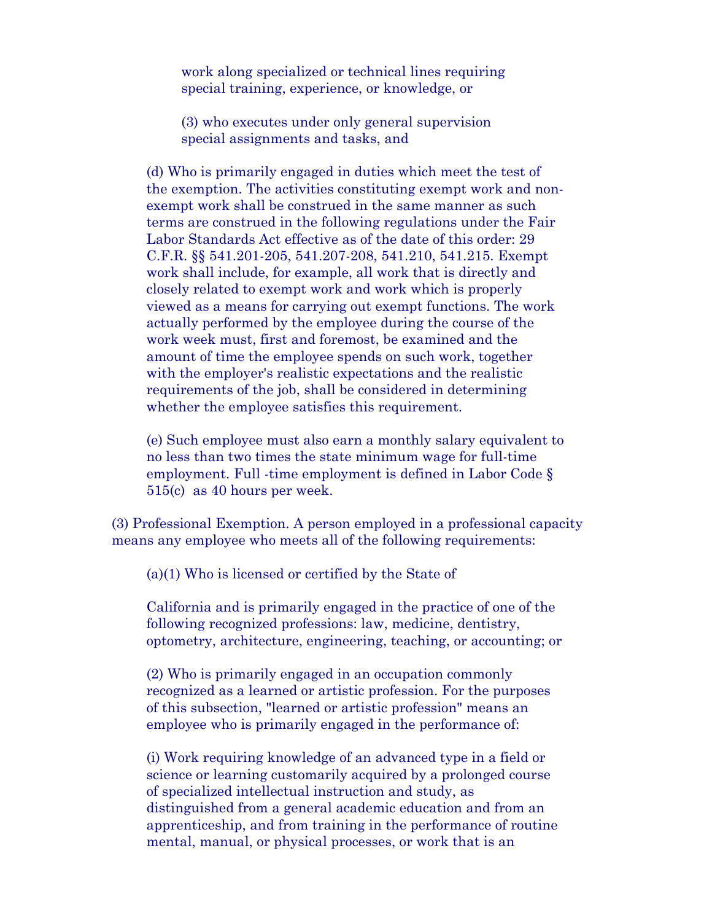work along specialized or technical lines requiring special training, experience, or knowledge, or

(3) who executes under only general supervision special assignments and tasks, and

(d) Who is primarily engaged in duties which meet the test of the exemption. The activities constituting exempt work and non-exempt work shall be construed in the same manner as such terms are construed in the following regulations under the Fair Labor Standards Act effective as of the date of this order: 29 C.F.R. §§ 541.201-205, 541.207-208, 541.210, 541.215. Exempt work shall include, for example, all work that is directly and closely related to exempt work and work which is properly viewed as a means for carrying out exempt functions. The work actually performed by the employee during the course of the work week must, first and foremost, be examined and the amount of time the employee spends on such work, together with the employer's realistic expectations and the realistic requirements of the job, shall be considered in determining whether the employee satisfies this requirement.

(e) Such employee must also earn a monthly salary equivalent to no less than two times the state minimum wage for full-time employment. Full -time employment is defined in Labor Code § 515(c) as 40 hours per week.

(3) Professional Exemption. A person employed in a professional capacity means any employee who meets all of the following requirements:

(a)(1) Who is licensed or certified by the State of

California and is primarily engaged in the practice of one of the following recognized professions: law, medicine, dentistry, optometry, architecture, engineering, teaching, or accounting; or

(2) Who is primarily engaged in an occupation commonly recognized as a learned or artistic profession. For the purposes of this subsection, "learned or artistic profession" means an employee who is primarily engaged in the performance of:

(i) Work requiring knowledge of an advanced type in a field or science or learning customarily acquired by a prolonged course of specialized intellectual instruction and study, as distinguished from a general academic education and from an apprenticeship, and from training in the performance of routine mental, manual, or physical processes, or work that is an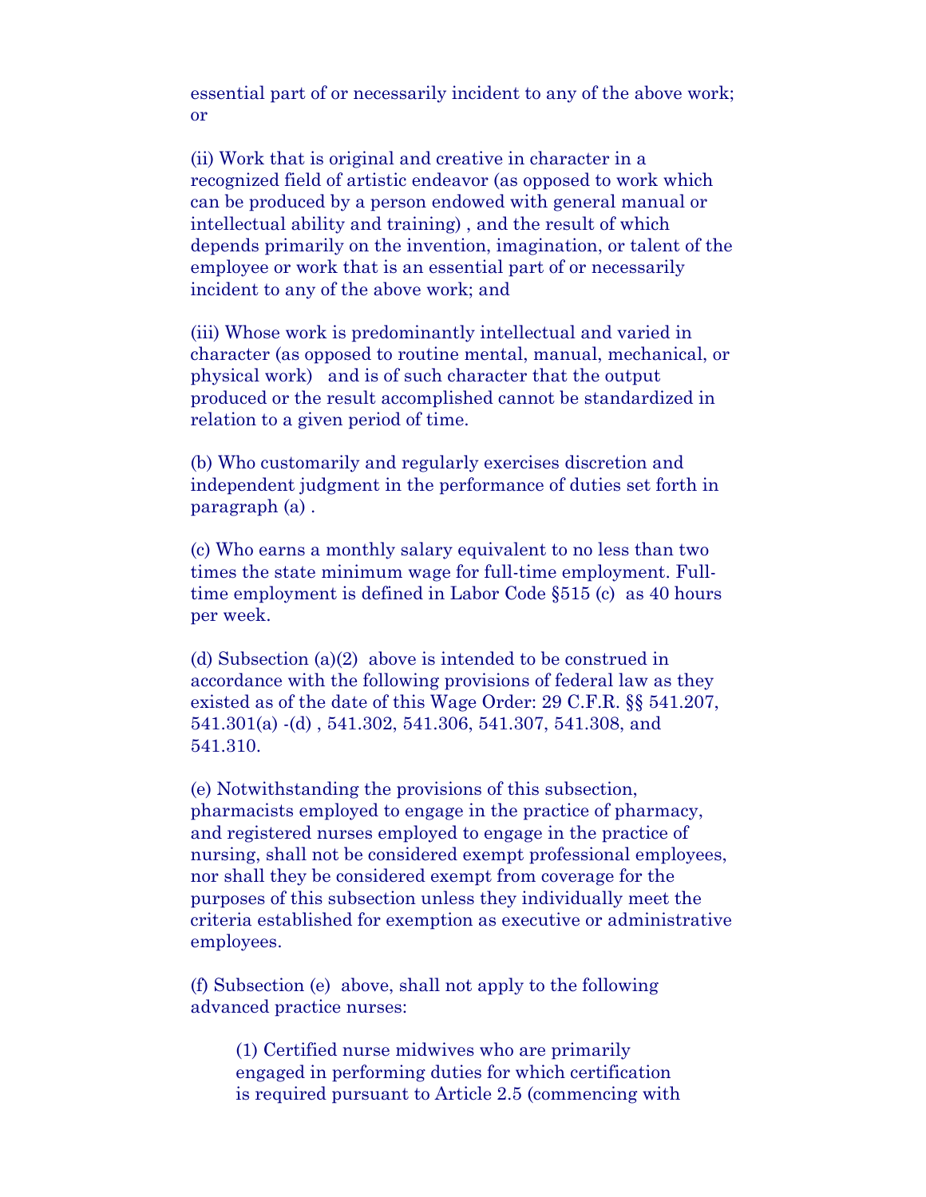essential part of or necessarily incident to any of the above work; or

(ii) Work that is original and creative in character in a recognized field of artistic endeavor (as opposed to work which can be produced by a person endowed with general manual or intellectual ability and training) , and the result of which depends primarily on the invention, imagination, or talent of the employee or work that is an essential part of or necessarily incident to any of the above work; and

(iii) Whose work is predominantly intellectual and varied in character (as opposed to routine mental, manual, mechanical, or physical work)  and is of such character that the output produced or the result accomplished cannot be standardized in relation to a given period of time.

(b) Who customarily and regularly exercises discretion and independent judgment in the performance of duties set forth in paragraph (a) .

(c) Who earns a monthly salary equivalent to no less than two times the state minimum wage for full-time employment. Full-time employment is defined in Labor Code §515 (c)  as 40 hours per week.

(d) Subsection (a)(2)  above is intended to be construed in accordance with the following provisions of federal law as they existed as of the date of this Wage Order: 29 C.F.R. §§ 541.207, 541.301(a) -(d) , 541.302, 541.306, 541.307, 541.308, and 541.310.

(e) Notwithstanding the provisions of this subsection, pharmacists employed to engage in the practice of pharmacy, and registered nurses employed to engage in the practice of nursing, shall not be considered exempt professional employees, nor shall they be considered exempt from coverage for the purposes of this subsection unless they individually meet the criteria established for exemption as executive or administrative employees.

(f) Subsection (e)  above, shall not apply to the following advanced practice nurses:

> (1) Certified nurse midwives who are primarily engaged in performing duties for which certification is required pursuant to Article 2.5 (commencing with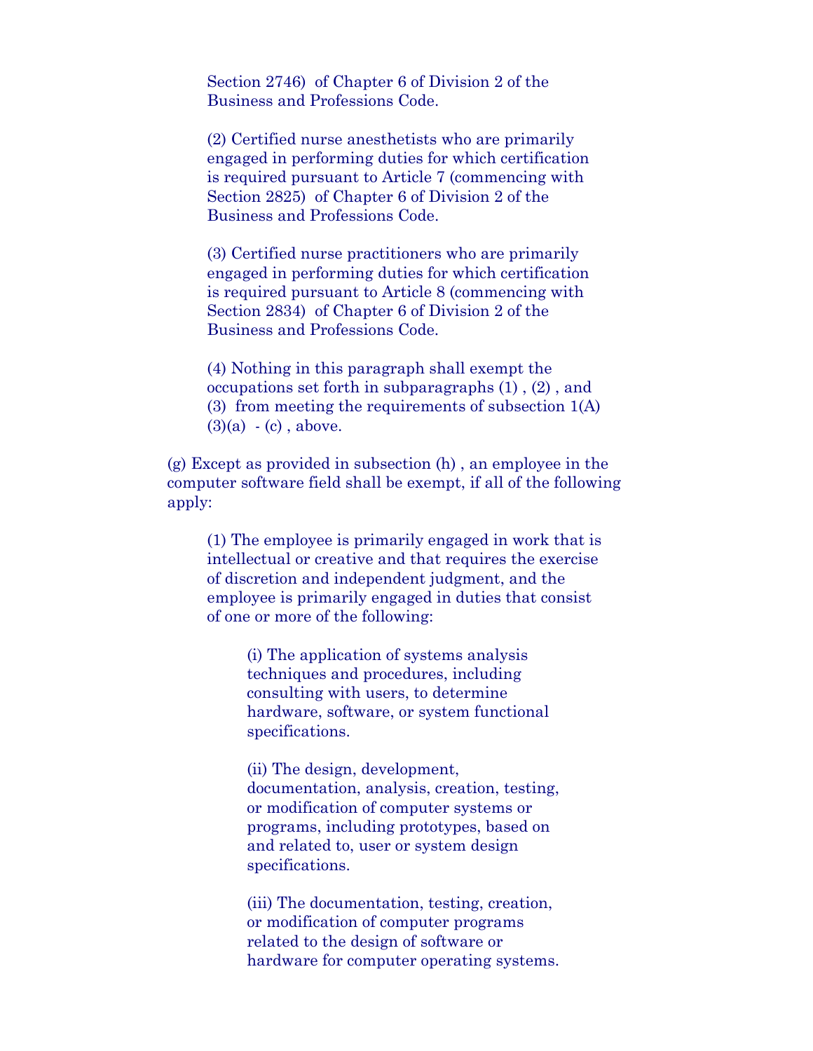Section 2746) of Chapter 6 of Division 2 of the Business and Professions Code.

(2) Certified nurse anesthetists who are primarily engaged in performing duties for which certification is required pursuant to Article 7 (commencing with Section 2825) of Chapter 6 of Division 2 of the Business and Professions Code.

(3) Certified nurse practitioners who are primarily engaged in performing duties for which certification is required pursuant to Article 8 (commencing with Section 2834) of Chapter 6 of Division 2 of the Business and Professions Code.

(4) Nothing in this paragraph shall exempt the occupations set forth in subparagraphs (1) , (2) , and (3) from meeting the requirements of subsection 1(A)(3)(a) - (c) , above.

(g) Except as provided in subsection (h) , an employee in the computer software field shall be exempt, if all of the following apply:

(1) The employee is primarily engaged in work that is intellectual or creative and that requires the exercise of discretion and independent judgment, and the employee is primarily engaged in duties that consist of one or more of the following:

(i) The application of systems analysis techniques and procedures, including consulting with users, to determine hardware, software, or system functional specifications.

(ii) The design, development, documentation, analysis, creation, testing, or modification of computer systems or programs, including prototypes, based on and related to, user or system design specifications.

(iii) The documentation, testing, creation, or modification of computer programs related to the design of software or hardware for computer operating systems.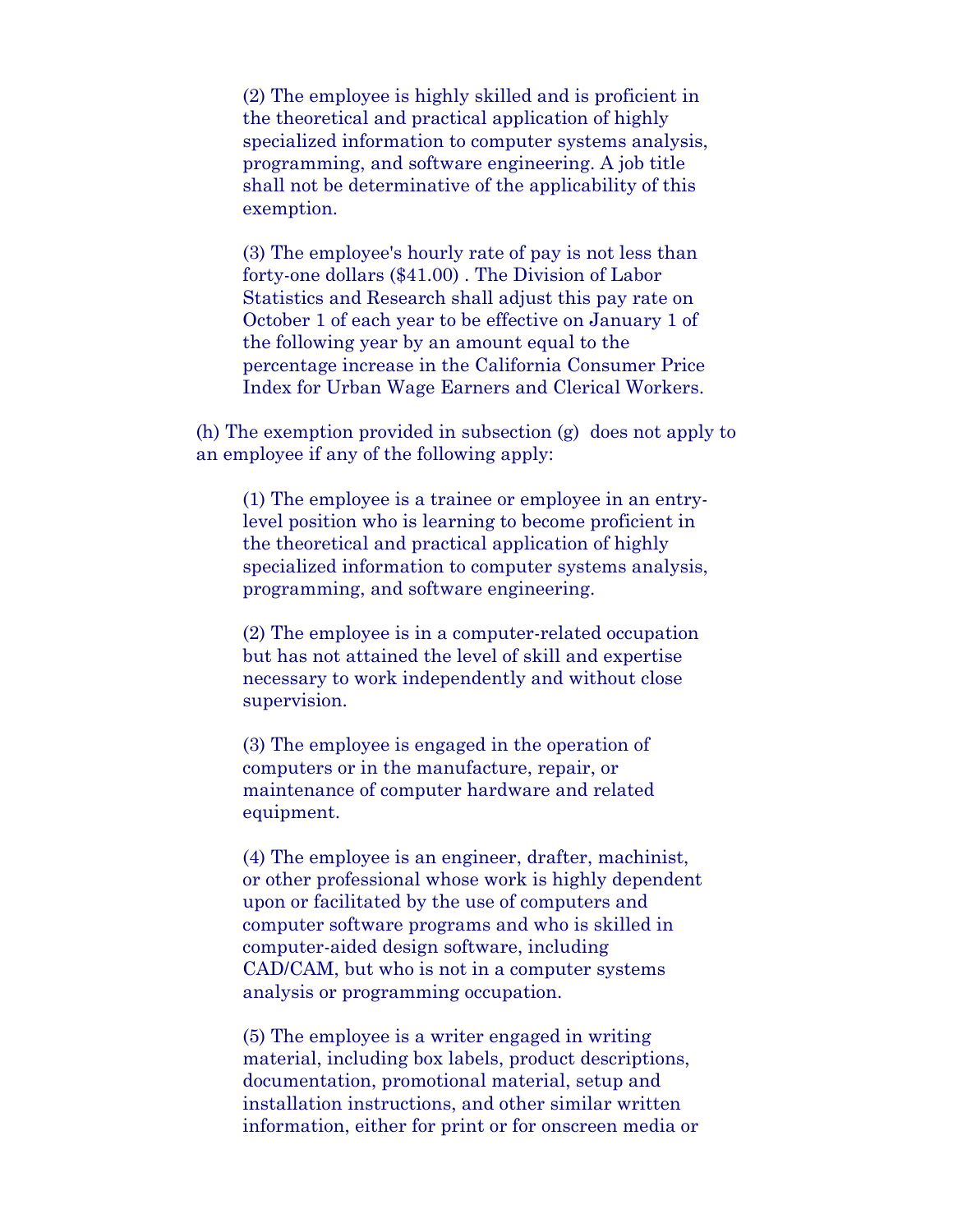(2) The employee is highly skilled and is proficient in the theoretical and practical application of highly specialized information to computer systems analysis, programming, and software engineering. A job title shall not be determinative of the applicability of this exemption.

(3) The employee's hourly rate of pay is not less than forty-one dollars ($41.00) . The Division of Labor Statistics and Research shall adjust this pay rate on October 1 of each year to be effective on January 1 of the following year by an amount equal to the percentage increase in the California Consumer Price Index for Urban Wage Earners and Clerical Workers.

(h) The exemption provided in subsection (g) does not apply to an employee if any of the following apply:

(1) The employee is a trainee or employee in an entry-level position who is learning to become proficient in the theoretical and practical application of highly specialized information to computer systems analysis, programming, and software engineering.

(2) The employee is in a computer-related occupation but has not attained the level of skill and expertise necessary to work independently and without close supervision.

(3) The employee is engaged in the operation of computers or in the manufacture, repair, or maintenance of computer hardware and related equipment.

(4) The employee is an engineer, drafter, machinist, or other professional whose work is highly dependent upon or facilitated by the use of computers and computer software programs and who is skilled in computer-aided design software, including CAD/CAM, but who is not in a computer systems analysis or programming occupation.

(5) The employee is a writer engaged in writing material, including box labels, product descriptions, documentation, promotional material, setup and installation instructions, and other similar written information, either for print or for onscreen media or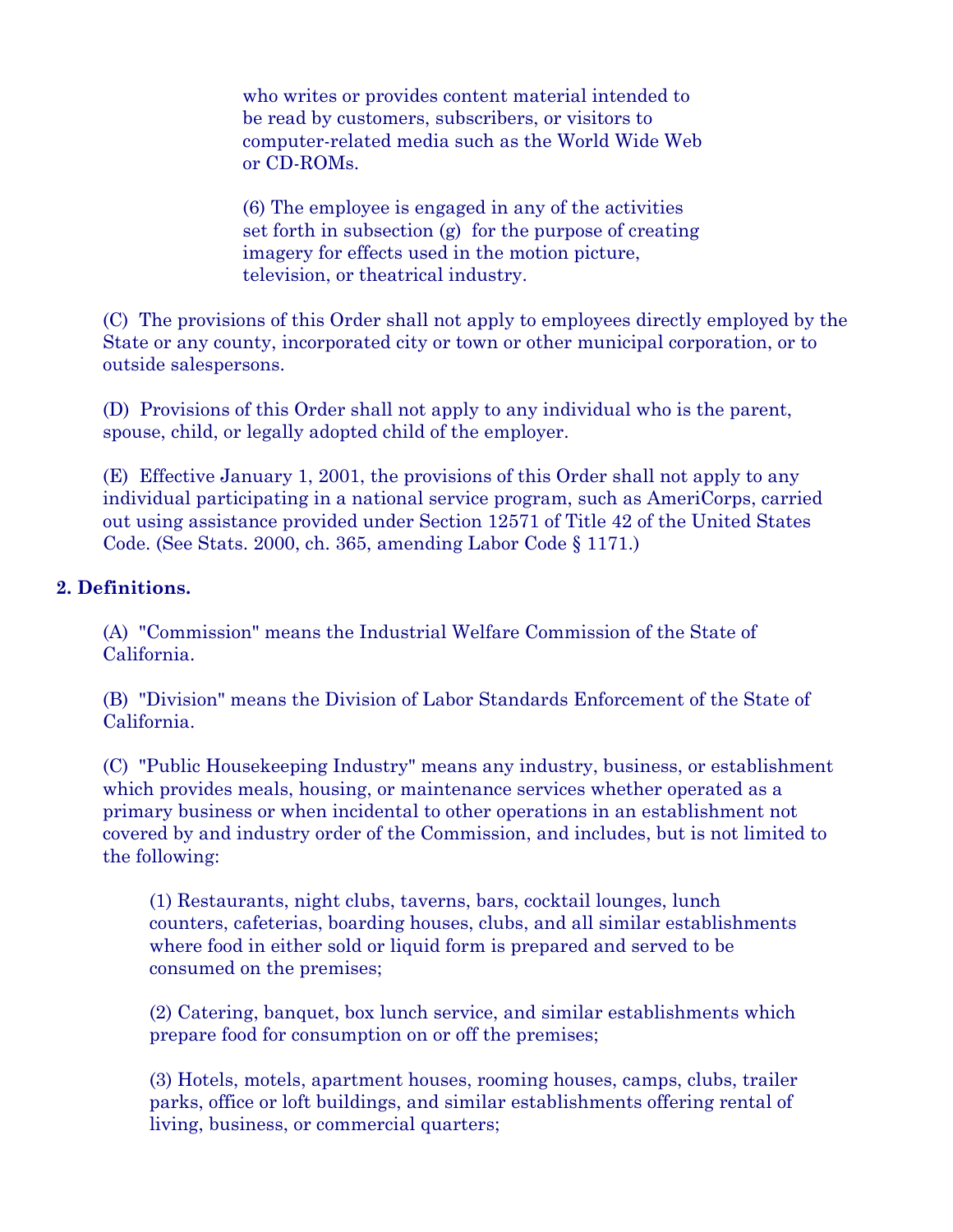who writes or provides content material intended to be read by customers, subscribers, or visitors to computer-related media such as the World Wide Web or CD-ROMs.

(6) The employee is engaged in any of the activities set forth in subsection (g) for the purpose of creating imagery for effects used in the motion picture, television, or theatrical industry.

(C) The provisions of this Order shall not apply to employees directly employed by the State or any county, incorporated city or town or other municipal corporation, or to outside salespersons.

(D) Provisions of this Order shall not apply to any individual who is the parent, spouse, child, or legally adopted child of the employer.

(E) Effective January 1, 2001, the provisions of this Order shall not apply to any individual participating in a national service program, such as AmeriCorps, carried out using assistance provided under Section 12571 of Title 42 of the United States Code. (See Stats. 2000, ch. 365, amending Labor Code § 1171.)

**2. Definitions.**

(A) "Commission" means the Industrial Welfare Commission of the State of California.

(B) "Division" means the Division of Labor Standards Enforcement of the State of California.

(C) "Public Housekeeping Industry" means any industry, business, or establishment which provides meals, housing, or maintenance services whether operated as a primary business or when incidental to other operations in an establishment not covered by and industry order of the Commission, and includes, but is not limited to the following:

(1) Restaurants, night clubs, taverns, bars, cocktail lounges, lunch counters, cafeterias, boarding houses, clubs, and all similar establishments where food in either sold or liquid form is prepared and served to be consumed on the premises;

(2) Catering, banquet, box lunch service, and similar establishments which prepare food for consumption on or off the premises;

(3) Hotels, motels, apartment houses, rooming houses, camps, clubs, trailer parks, office or loft buildings, and similar establishments offering rental of living, business, or commercial quarters;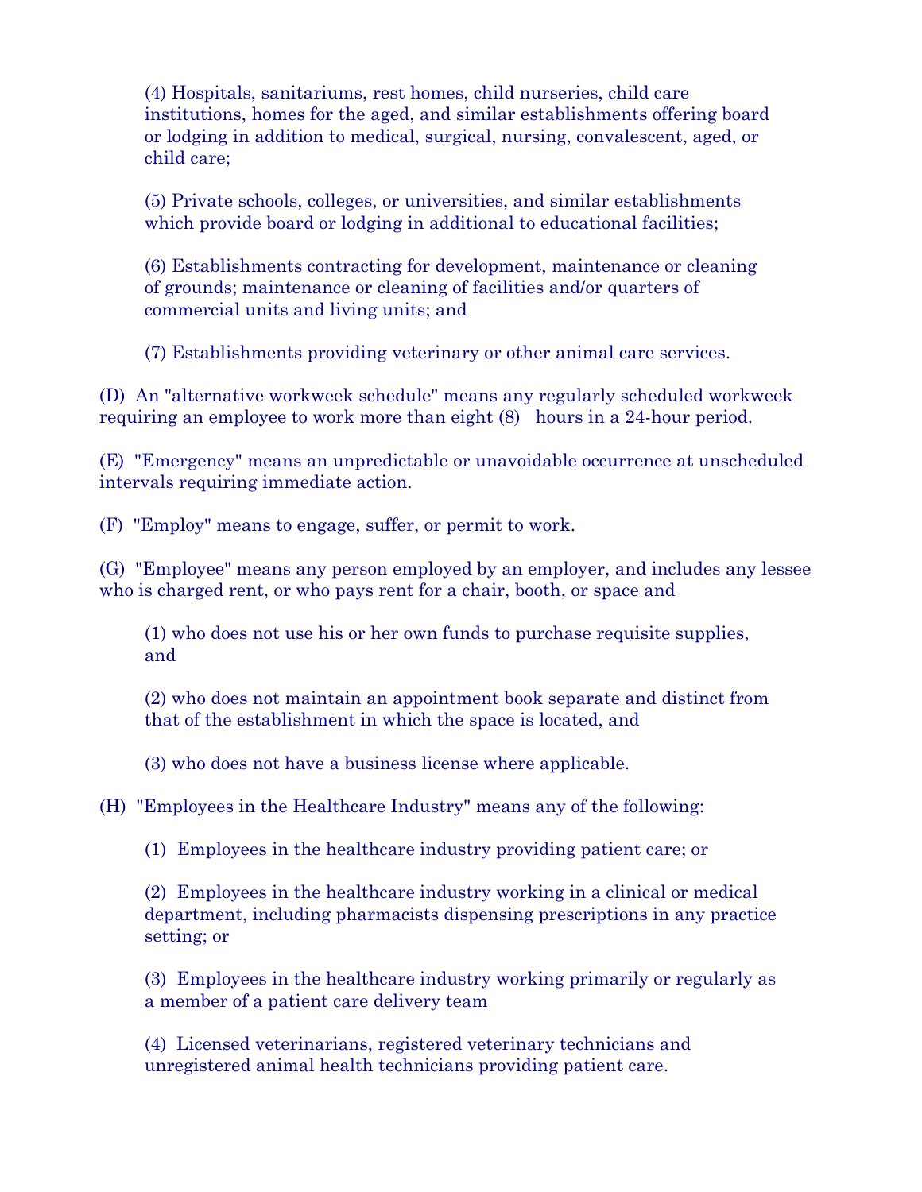(4) Hospitals, sanitariums, rest homes, child nurseries, child care institutions, homes for the aged, and similar establishments offering board or lodging in addition to medical, surgical, nursing, convalescent, aged, or child care;

(5) Private schools, colleges, or universities, and similar establishments which provide board or lodging in additional to educational facilities;

(6) Establishments contracting for development, maintenance or cleaning of grounds; maintenance or cleaning of facilities and/or quarters of commercial units and living units; and

(7) Establishments providing veterinary or other animal care services.

(D) An "alternative workweek schedule" means any regularly scheduled workweek requiring an employee to work more than eight (8) hours in a 24-hour period.

(E) "Emergency" means an unpredictable or unavoidable occurrence at unscheduled intervals requiring immediate action.

(F) "Employ" means to engage, suffer, or permit to work.

(G) "Employee" means any person employed by an employer, and includes any lessee who is charged rent, or who pays rent for a chair, booth, or space and

(1) who does not use his or her own funds to purchase requisite supplies, and

(2) who does not maintain an appointment book separate and distinct from that of the establishment in which the space is located, and

(3) who does not have a business license where applicable.

(H) "Employees in the Healthcare Industry" means any of the following:

(1) Employees in the healthcare industry providing patient care; or

(2) Employees in the healthcare industry working in a clinical or medical department, including pharmacists dispensing prescriptions in any practice setting; or

(3) Employees in the healthcare industry working primarily or regularly as a member of a patient care delivery team

(4) Licensed veterinarians, registered veterinary technicians and unregistered animal health technicians providing patient care.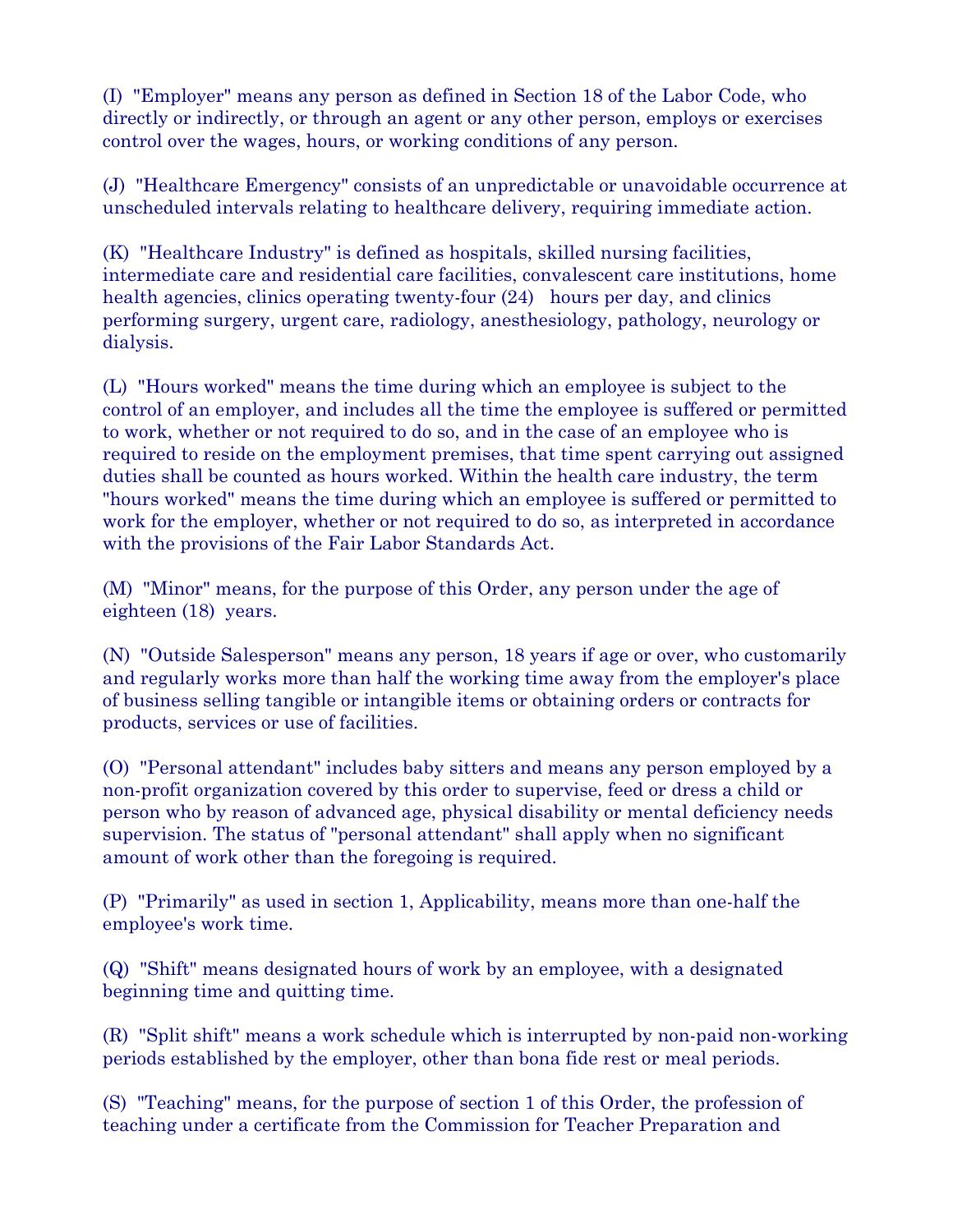(I) "Employer" means any person as defined in Section 18 of the Labor Code, who directly or indirectly, or through an agent or any other person, employs or exercises control over the wages, hours, or working conditions of any person.

(J) "Healthcare Emergency" consists of an unpredictable or unavoidable occurrence at unscheduled intervals relating to healthcare delivery, requiring immediate action.

(K) "Healthcare Industry" is defined as hospitals, skilled nursing facilities, intermediate care and residential care facilities, convalescent care institutions, home health agencies, clinics operating twenty-four (24) hours per day, and clinics performing surgery, urgent care, radiology, anesthesiology, pathology, neurology or dialysis.

(L) "Hours worked" means the time during which an employee is subject to the control of an employer, and includes all the time the employee is suffered or permitted to work, whether or not required to do so, and in the case of an employee who is required to reside on the employment premises, that time spent carrying out assigned duties shall be counted as hours worked. Within the health care industry, the term "hours worked" means the time during which an employee is suffered or permitted to work for the employer, whether or not required to do so, as interpreted in accordance with the provisions of the Fair Labor Standards Act.

(M) "Minor" means, for the purpose of this Order, any person under the age of eighteen (18) years.

(N) "Outside Salesperson" means any person, 18 years if age or over, who customarily and regularly works more than half the working time away from the employer's place of business selling tangible or intangible items or obtaining orders or contracts for products, services or use of facilities.

(O) "Personal attendant" includes baby sitters and means any person employed by a non-profit organization covered by this order to supervise, feed or dress a child or person who by reason of advanced age, physical disability or mental deficiency needs supervision. The status of "personal attendant" shall apply when no significant amount of work other than the foregoing is required.

(P) "Primarily" as used in section 1, Applicability, means more than one-half the employee's work time.

(Q) "Shift" means designated hours of work by an employee, with a designated beginning time and quitting time.

(R) "Split shift" means a work schedule which is interrupted by non-paid non-working periods established by the employer, other than bona fide rest or meal periods.

(S) "Teaching" means, for the purpose of section 1 of this Order, the profession of teaching under a certificate from the Commission for Teacher Preparation and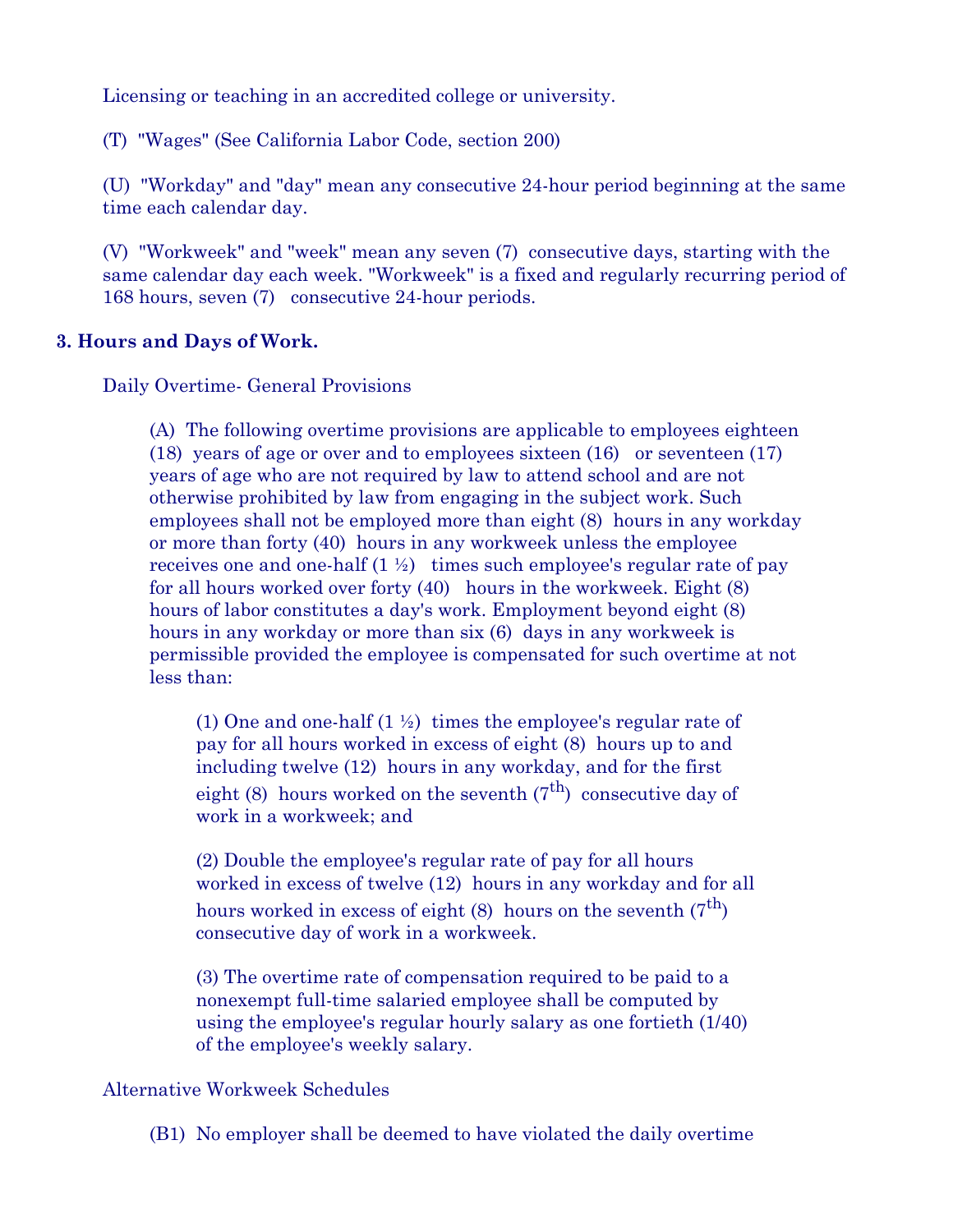Licensing or teaching in an accredited college or university.

(T) "Wages" (See California Labor Code, section 200)

(U) "Workday" and "day" mean any consecutive 24-hour period beginning at the same time each calendar day.

(V) "Workweek" and "week" mean any seven (7) consecutive days, starting with the same calendar day each week. "Workweek" is a fixed and regularly recurring period of 168 hours, seven (7) consecutive 24-hour periods.

**3. Hours and Days of Work.**

Daily Overtime- General Provisions

(A) The following overtime provisions are applicable to employees eighteen (18) years of age or over and to employees sixteen (16) or seventeen (17) years of age who are not required by law to attend school and are not otherwise prohibited by law from engaging in the subject work. Such employees shall not be employed more than eight (8) hours in any workday or more than forty (40) hours in any workweek unless the employee receives one and one-half (1 ½) times such employee's regular rate of pay for all hours worked over forty (40) hours in the workweek. Eight (8) hours of labor constitutes a day's work. Employment beyond eight (8) hours in any workday or more than six (6) days in any workweek is permissible provided the employee is compensated for such overtime at not less than:

(1) One and one-half (1 ½) times the employee's regular rate of pay for all hours worked in excess of eight (8) hours up to and including twelve (12) hours in any workday, and for the first eight (8) hours worked on the seventh (7th) consecutive day of work in a workweek; and

(2) Double the employee's regular rate of pay for all hours worked in excess of twelve (12) hours in any workday and for all hours worked in excess of eight (8) hours on the seventh (7th) consecutive day of work in a workweek.

(3) The overtime rate of compensation required to be paid to a nonexempt full-time salaried employee shall be computed by using the employee's regular hourly salary as one fortieth (1/40) of the employee's weekly salary.

Alternative Workweek Schedules

(B1) No employer shall be deemed to have violated the daily overtime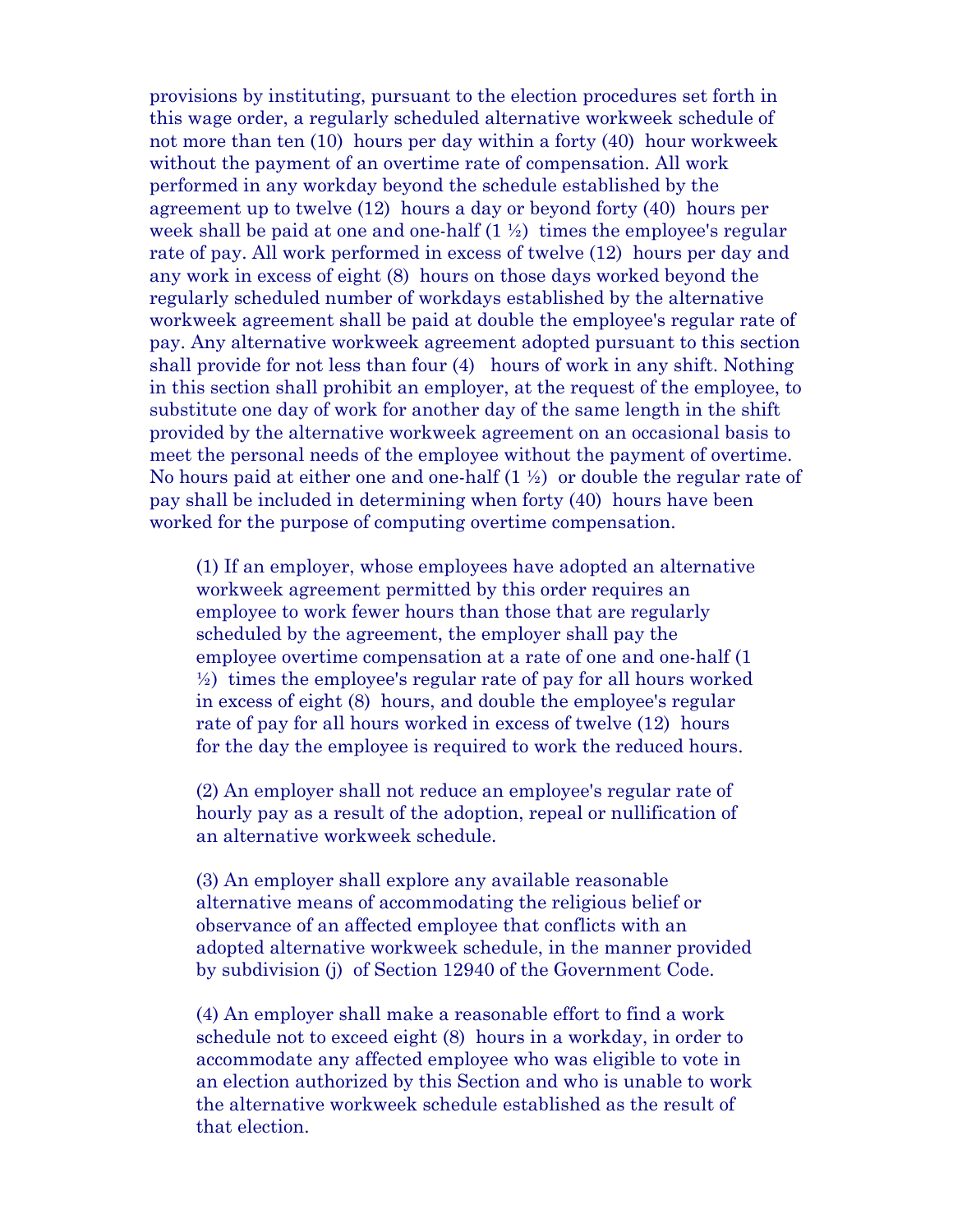provisions by instituting, pursuant to the election procedures set forth in this wage order, a regularly scheduled alternative workweek schedule of not more than ten (10) hours per day within a forty (40) hour workweek without the payment of an overtime rate of compensation. All work performed in any workday beyond the schedule established by the agreement up to twelve (12) hours a day or beyond forty (40) hours per week shall be paid at one and one-half (1 ½) times the employee's regular rate of pay. All work performed in excess of twelve (12) hours per day and any work in excess of eight (8) hours on those days worked beyond the regularly scheduled number of workdays established by the alternative workweek agreement shall be paid at double the employee's regular rate of pay. Any alternative workweek agreement adopted pursuant to this section shall provide for not less than four (4) hours of work in any shift. Nothing in this section shall prohibit an employer, at the request of the employee, to substitute one day of work for another day of the same length in the shift provided by the alternative workweek agreement on an occasional basis to meet the personal needs of the employee without the payment of overtime. No hours paid at either one and one-half (1 ½) or double the regular rate of pay shall be included in determining when forty (40) hours have been worked for the purpose of computing overtime compensation.

(1) If an employer, whose employees have adopted an alternative workweek agreement permitted by this order requires an employee to work fewer hours than those that are regularly scheduled by the agreement, the employer shall pay the employee overtime compensation at a rate of one and one-half (1 ½) times the employee's regular rate of pay for all hours worked in excess of eight (8) hours, and double the employee's regular rate of pay for all hours worked in excess of twelve (12) hours for the day the employee is required to work the reduced hours.

(2) An employer shall not reduce an employee's regular rate of hourly pay as a result of the adoption, repeal or nullification of an alternative workweek schedule.

(3) An employer shall explore any available reasonable alternative means of accommodating the religious belief or observance of an affected employee that conflicts with an adopted alternative workweek schedule, in the manner provided by subdivision (j) of Section 12940 of the Government Code.

(4) An employer shall make a reasonable effort to find a work schedule not to exceed eight (8) hours in a workday, in order to accommodate any affected employee who was eligible to vote in an election authorized by this Section and who is unable to work the alternative workweek schedule established as the result of that election.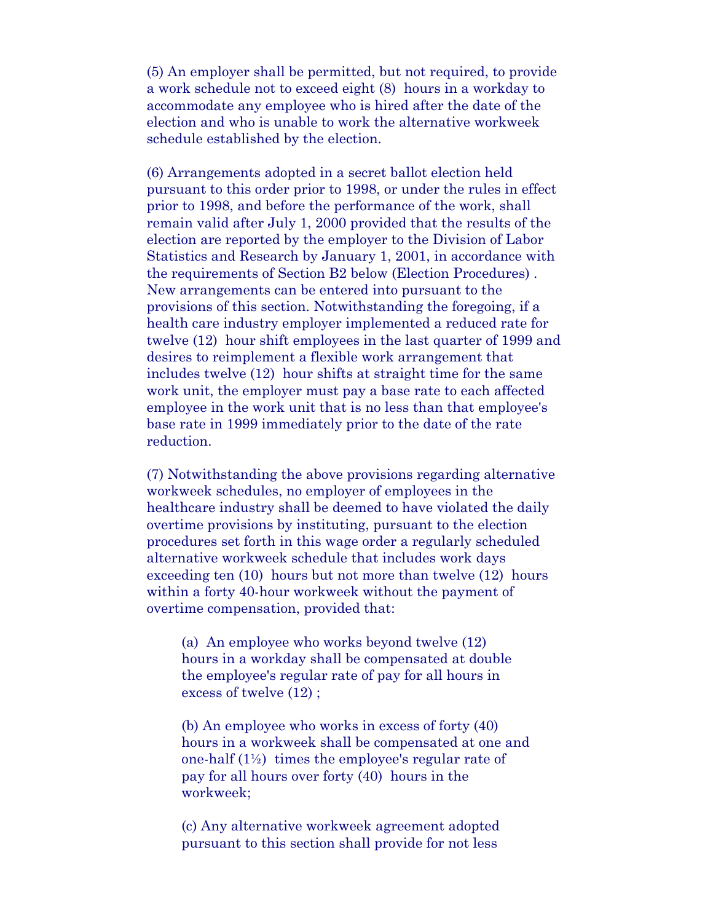(5) An employer shall be permitted, but not required, to provide a work schedule not to exceed eight (8) hours in a workday to accommodate any employee who is hired after the date of the election and who is unable to work the alternative workweek schedule established by the election.

(6) Arrangements adopted in a secret ballot election held pursuant to this order prior to 1998, or under the rules in effect prior to 1998, and before the performance of the work, shall remain valid after July 1, 2000 provided that the results of the election are reported by the employer to the Division of Labor Statistics and Research by January 1, 2001, in accordance with the requirements of Section B2 below (Election Procedures) . New arrangements can be entered into pursuant to the provisions of this section. Notwithstanding the foregoing, if a health care industry employer implemented a reduced rate for twelve (12) hour shift employees in the last quarter of 1999 and desires to reimplement a flexible work arrangement that includes twelve (12) hour shifts at straight time for the same work unit, the employer must pay a base rate to each affected employee in the work unit that is no less than that employee's base rate in 1999 immediately prior to the date of the rate reduction.

(7) Notwithstanding the above provisions regarding alternative workweek schedules, no employer of employees in the healthcare industry shall be deemed to have violated the daily overtime provisions by instituting, pursuant to the election procedures set forth in this wage order a regularly scheduled alternative workweek schedule that includes work days exceeding ten (10) hours but not more than twelve (12) hours within a forty 40-hour workweek without the payment of overtime compensation, provided that:

> (a) An employee who works beyond twelve (12) hours in a workday shall be compensated at double the employee's regular rate of pay for all hours in excess of twelve (12) ;
>
> (b) An employee who works in excess of forty (40) hours in a workweek shall be compensated at one and one-half (1½) times the employee's regular rate of pay for all hours over forty (40) hours in the workweek;
>
> (c) Any alternative workweek agreement adopted pursuant to this section shall provide for not less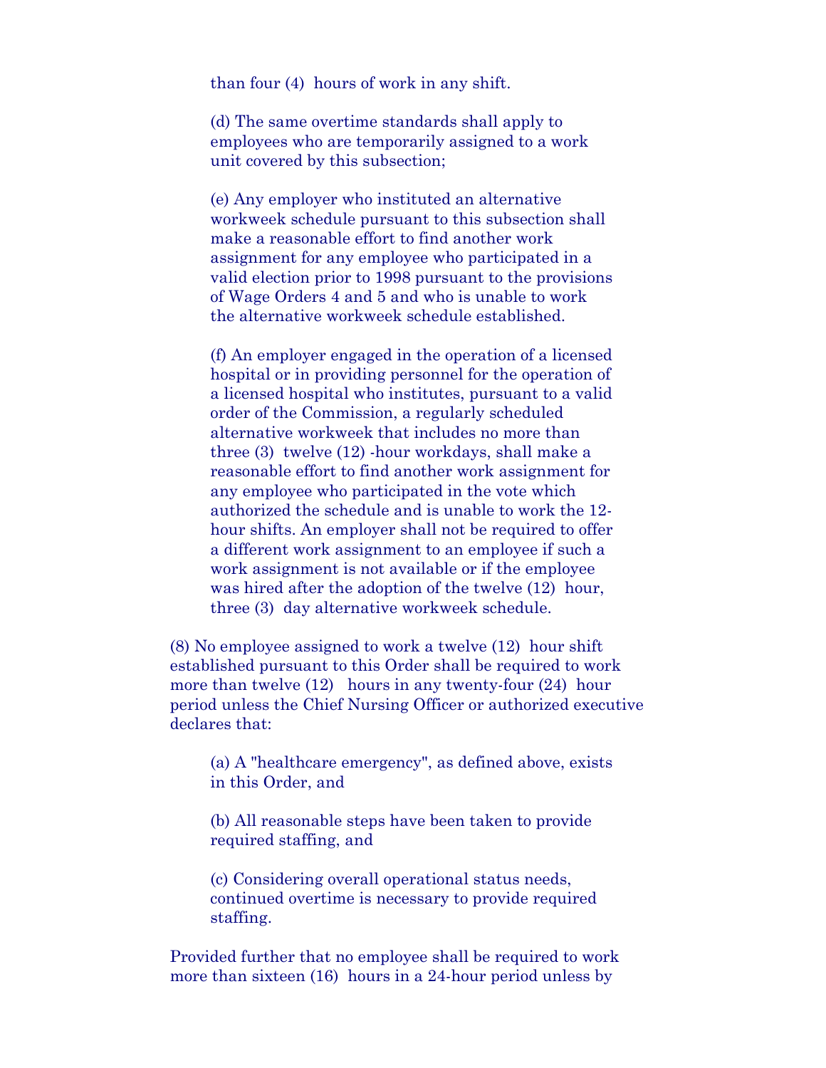than four (4) hours of work in any shift.

(d) The same overtime standards shall apply to employees who are temporarily assigned to a work unit covered by this subsection;

(e) Any employer who instituted an alternative workweek schedule pursuant to this subsection shall make a reasonable effort to find another work assignment for any employee who participated in a valid election prior to 1998 pursuant to the provisions of Wage Orders 4 and 5 and who is unable to work the alternative workweek schedule established.

(f) An employer engaged in the operation of a licensed hospital or in providing personnel for the operation of a licensed hospital who institutes, pursuant to a valid order of the Commission, a regularly scheduled alternative workweek that includes no more than three (3) twelve (12) -hour workdays, shall make a reasonable effort to find another work assignment for any employee who participated in the vote which authorized the schedule and is unable to work the 12-hour shifts. An employer shall not be required to offer a different work assignment to an employee if such a work assignment is not available or if the employee was hired after the adoption of the twelve (12) hour, three (3) day alternative workweek schedule.

(8) No employee assigned to work a twelve (12) hour shift established pursuant to this Order shall be required to work more than twelve (12) hours in any twenty-four (24) hour period unless the Chief Nursing Officer or authorized executive declares that:

(a) A "healthcare emergency", as defined above, exists in this Order, and

(b) All reasonable steps have been taken to provide required staffing, and

(c) Considering overall operational status needs, continued overtime is necessary to provide required staffing.

Provided further that no employee shall be required to work more than sixteen (16) hours in a 24-hour period unless by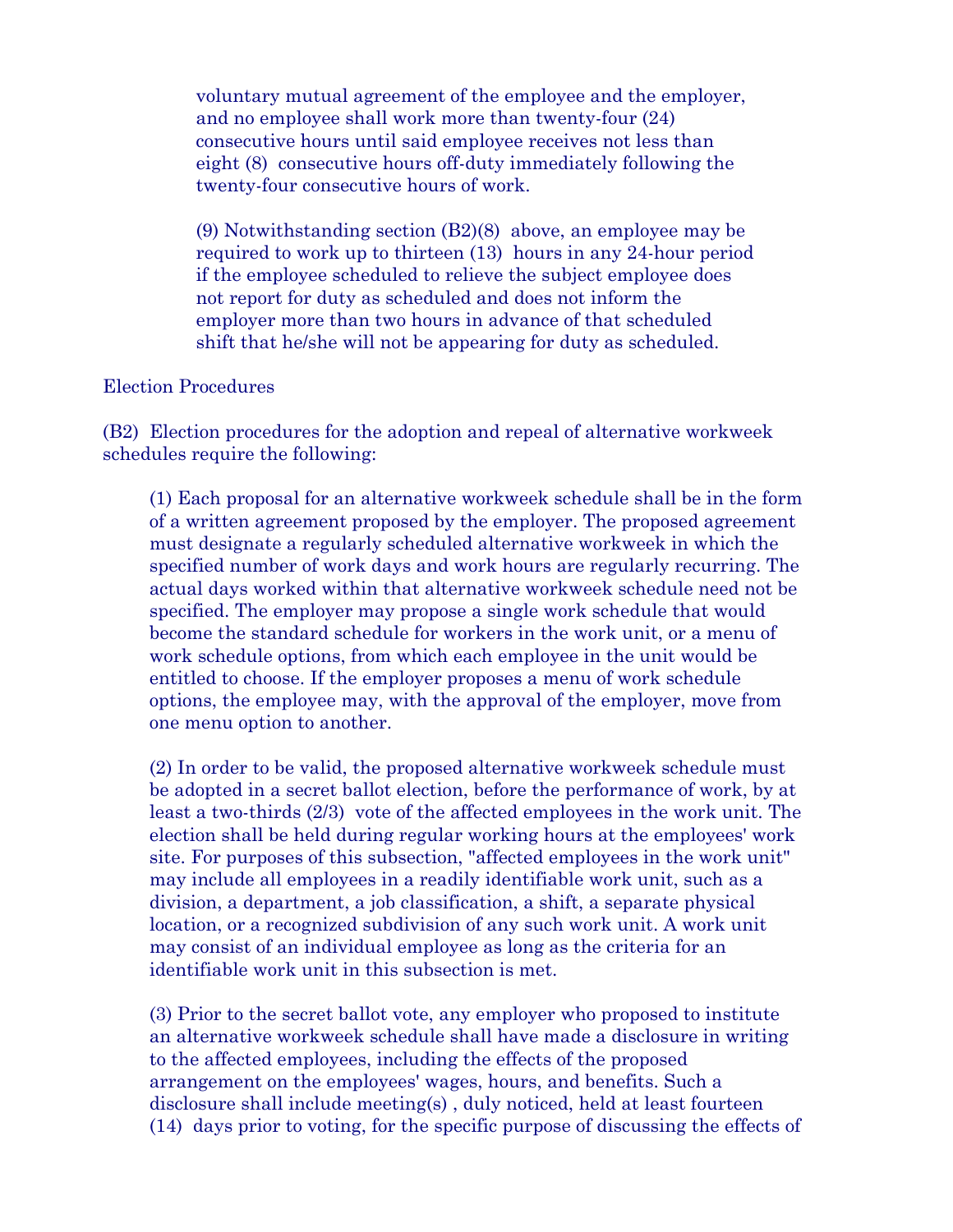voluntary mutual agreement of the employee and the employer, and no employee shall work more than twenty-four (24) consecutive hours until said employee receives not less than eight (8) consecutive hours off-duty immediately following the twenty-four consecutive hours of work.

(9) Notwithstanding section (B2)(8) above, an employee may be required to work up to thirteen (13) hours in any 24-hour period if the employee scheduled to relieve the subject employee does not report for duty as scheduled and does not inform the employer more than two hours in advance of that scheduled shift that he/she will not be appearing for duty as scheduled.

Election Procedures

(B2) Election procedures for the adoption and repeal of alternative workweek schedules require the following:

(1) Each proposal for an alternative workweek schedule shall be in the form of a written agreement proposed by the employer. The proposed agreement must designate a regularly scheduled alternative workweek in which the specified number of work days and work hours are regularly recurring. The actual days worked within that alternative workweek schedule need not be specified. The employer may propose a single work schedule that would become the standard schedule for workers in the work unit, or a menu of work schedule options, from which each employee in the unit would be entitled to choose. If the employer proposes a menu of work schedule options, the employee may, with the approval of the employer, move from one menu option to another.

(2) In order to be valid, the proposed alternative workweek schedule must be adopted in a secret ballot election, before the performance of work, by at least a two-thirds (2/3) vote of the affected employees in the work unit. The election shall be held during regular working hours at the employees' work site. For purposes of this subsection, "affected employees in the work unit" may include all employees in a readily identifiable work unit, such as a division, a department, a job classification, a shift, a separate physical location, or a recognized subdivision of any such work unit. A work unit may consist of an individual employee as long as the criteria for an identifiable work unit in this subsection is met.

(3) Prior to the secret ballot vote, any employer who proposed to institute an alternative workweek schedule shall have made a disclosure in writing to the affected employees, including the effects of the proposed arrangement on the employees' wages, hours, and benefits. Such a disclosure shall include meeting(s) , duly noticed, held at least fourteen (14) days prior to voting, for the specific purpose of discussing the effects of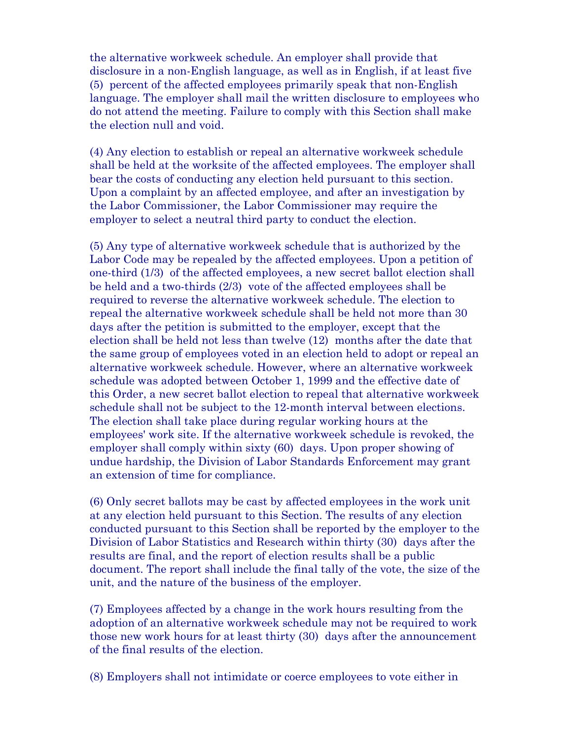the alternative workweek schedule. An employer shall provide that disclosure in a non-English language, as well as in English, if at least five (5) percent of the affected employees primarily speak that non-English language. The employer shall mail the written disclosure to employees who do not attend the meeting. Failure to comply with this Section shall make the election null and void.

(4) Any election to establish or repeal an alternative workweek schedule shall be held at the worksite of the affected employees. The employer shall bear the costs of conducting any election held pursuant to this section. Upon a complaint by an affected employee, and after an investigation by the Labor Commissioner, the Labor Commissioner may require the employer to select a neutral third party to conduct the election.

(5) Any type of alternative workweek schedule that is authorized by the Labor Code may be repealed by the affected employees. Upon a petition of one-third (1/3) of the affected employees, a new secret ballot election shall be held and a two-thirds (2/3) vote of the affected employees shall be required to reverse the alternative workweek schedule. The election to repeal the alternative workweek schedule shall be held not more than 30 days after the petition is submitted to the employer, except that the election shall be held not less than twelve (12) months after the date that the same group of employees voted in an election held to adopt or repeal an alternative workweek schedule. However, where an alternative workweek schedule was adopted between October 1, 1999 and the effective date of this Order, a new secret ballot election to repeal that alternative workweek schedule shall not be subject to the 12-month interval between elections. The election shall take place during regular working hours at the employees' work site. If the alternative workweek schedule is revoked, the employer shall comply within sixty (60) days. Upon proper showing of undue hardship, the Division of Labor Standards Enforcement may grant an extension of time for compliance.

(6) Only secret ballots may be cast by affected employees in the work unit at any election held pursuant to this Section. The results of any election conducted pursuant to this Section shall be reported by the employer to the Division of Labor Statistics and Research within thirty (30) days after the results are final, and the report of election results shall be a public document. The report shall include the final tally of the vote, the size of the unit, and the nature of the business of the employer.

(7) Employees affected by a change in the work hours resulting from the adoption of an alternative workweek schedule may not be required to work those new work hours for at least thirty (30) days after the announcement of the final results of the election.

(8) Employers shall not intimidate or coerce employees to vote either in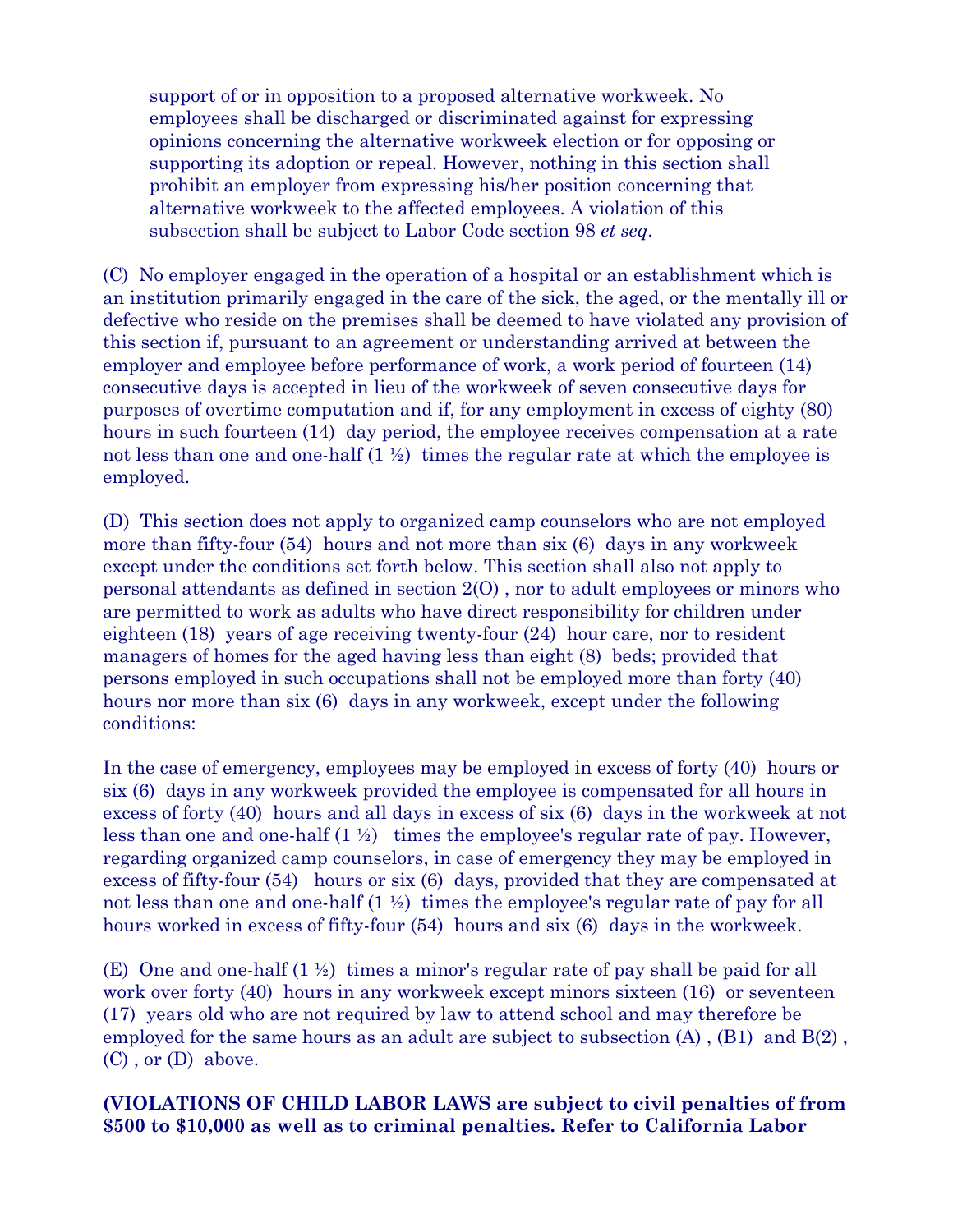support of or in opposition to a proposed alternative workweek. No employees shall be discharged or discriminated against for expressing opinions concerning the alternative workweek election or for opposing or supporting its adoption or repeal. However, nothing in this section shall prohibit an employer from expressing his/her position concerning that alternative workweek to the affected employees. A violation of this subsection shall be subject to Labor Code section 98 *et seq*.

(C) No employer engaged in the operation of a hospital or an establishment which is an institution primarily engaged in the care of the sick, the aged, or the mentally ill or defective who reside on the premises shall be deemed to have violated any provision of this section if, pursuant to an agreement or understanding arrived at between the employer and employee before performance of work, a work period of fourteen (14) consecutive days is accepted in lieu of the workweek of seven consecutive days for purposes of overtime computation and if, for any employment in excess of eighty (80) hours in such fourteen (14) day period, the employee receives compensation at a rate not less than one and one-half (1 ½) times the regular rate at which the employee is employed.

(D) This section does not apply to organized camp counselors who are not employed more than fifty-four (54) hours and not more than six (6) days in any workweek except under the conditions set forth below. This section shall also not apply to personal attendants as defined in section 2(O) , nor to adult employees or minors who are permitted to work as adults who have direct responsibility for children under eighteen (18) years of age receiving twenty-four (24) hour care, nor to resident managers of homes for the aged having less than eight (8) beds; provided that persons employed in such occupations shall not be employed more than forty (40) hours nor more than six (6) days in any workweek, except under the following conditions:

In the case of emergency, employees may be employed in excess of forty (40) hours or six (6) days in any workweek provided the employee is compensated for all hours in excess of forty (40) hours and all days in excess of six (6) days in the workweek at not less than one and one-half (1 ½) times the employee's regular rate of pay. However, regarding organized camp counselors, in case of emergency they may be employed in excess of fifty-four (54) hours or six (6) days, provided that they are compensated at not less than one and one-half (1 ½) times the employee's regular rate of pay for all hours worked in excess of fifty-four (54) hours and six (6) days in the workweek.

(E) One and one-half (1 ½) times a minor's regular rate of pay shall be paid for all work over forty (40) hours in any workweek except minors sixteen (16) or seventeen (17) years old who are not required by law to attend school and may therefore be employed for the same hours as an adult are subject to subsection (A) , (B1) and B(2) , (C) , or (D) above.

**(VIOLATIONS OF CHILD LABOR LAWS are subject to civil penalties of from $500 to $10,000 as well as to criminal penalties. Refer to California Labor**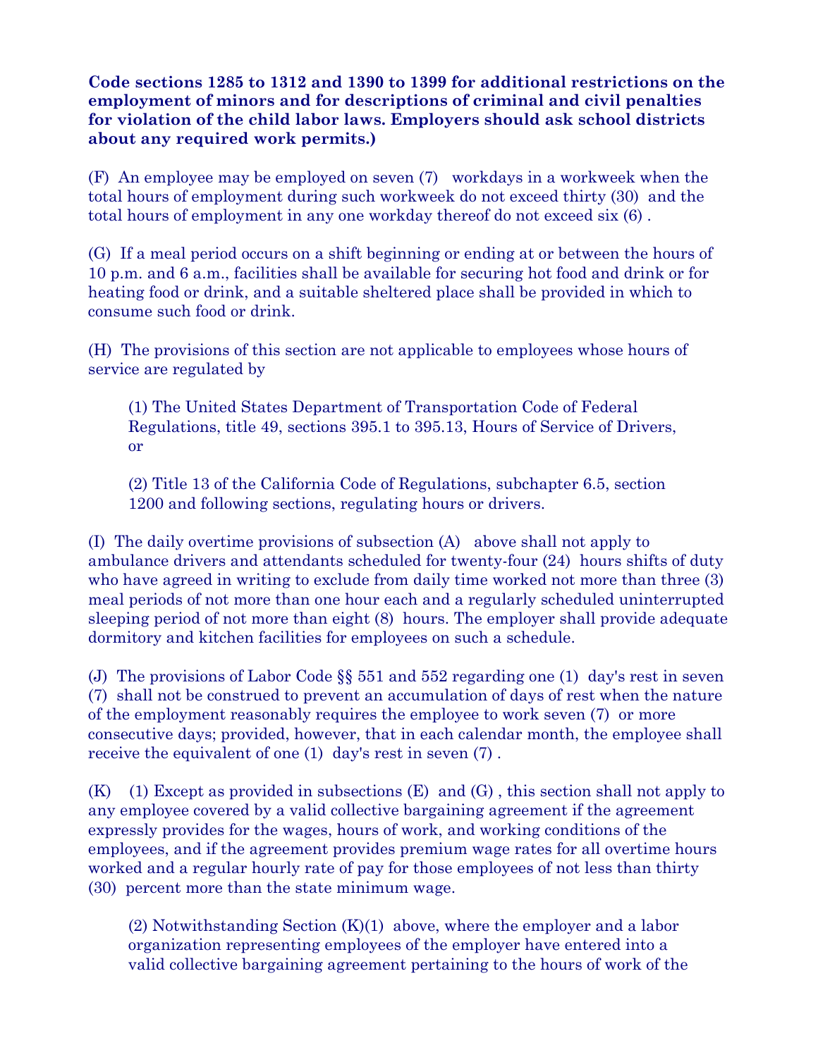**Code sections 1285 to 1312 and 1390 to 1399 for additional restrictions on the employment of minors and for descriptions of criminal and civil penalties for violation of the child labor laws. Employers should ask school districts about any required work permits.)**

(F) An employee may be employed on seven (7) workdays in a workweek when the total hours of employment during such workweek do not exceed thirty (30) and the total hours of employment in any one workday thereof do not exceed six (6) .

(G) If a meal period occurs on a shift beginning or ending at or between the hours of 10 p.m. and 6 a.m., facilities shall be available for securing hot food and drink or for heating food or drink, and a suitable sheltered place shall be provided in which to consume such food or drink.

(H) The provisions of this section are not applicable to employees whose hours of service are regulated by

> (1) The United States Department of Transportation Code of Federal Regulations, title 49, sections 395.1 to 395.13, Hours of Service of Drivers, or
>
> (2) Title 13 of the California Code of Regulations, subchapter 6.5, section 1200 and following sections, regulating hours or drivers.

(I) The daily overtime provisions of subsection (A) above shall not apply to ambulance drivers and attendants scheduled for twenty-four (24) hours shifts of duty who have agreed in writing to exclude from daily time worked not more than three (3) meal periods of not more than one hour each and a regularly scheduled uninterrupted sleeping period of not more than eight (8) hours. The employer shall provide adequate dormitory and kitchen facilities for employees on such a schedule.

(J) The provisions of Labor Code §§ 551 and 552 regarding one (1) day's rest in seven (7) shall not be construed to prevent an accumulation of days of rest when the nature of the employment reasonably requires the employee to work seven (7) or more consecutive days; provided, however, that in each calendar month, the employee shall receive the equivalent of one (1) day's rest in seven (7) .

(K) (1) Except as provided in subsections (E) and (G) , this section shall not apply to any employee covered by a valid collective bargaining agreement if the agreement expressly provides for the wages, hours of work, and working conditions of the employees, and if the agreement provides premium wage rates for all overtime hours worked and a regular hourly rate of pay for those employees of not less than thirty (30) percent more than the state minimum wage.

> (2) Notwithstanding Section (K)(1) above, where the employer and a labor organization representing employees of the employer have entered into a valid collective bargaining agreement pertaining to the hours of work of the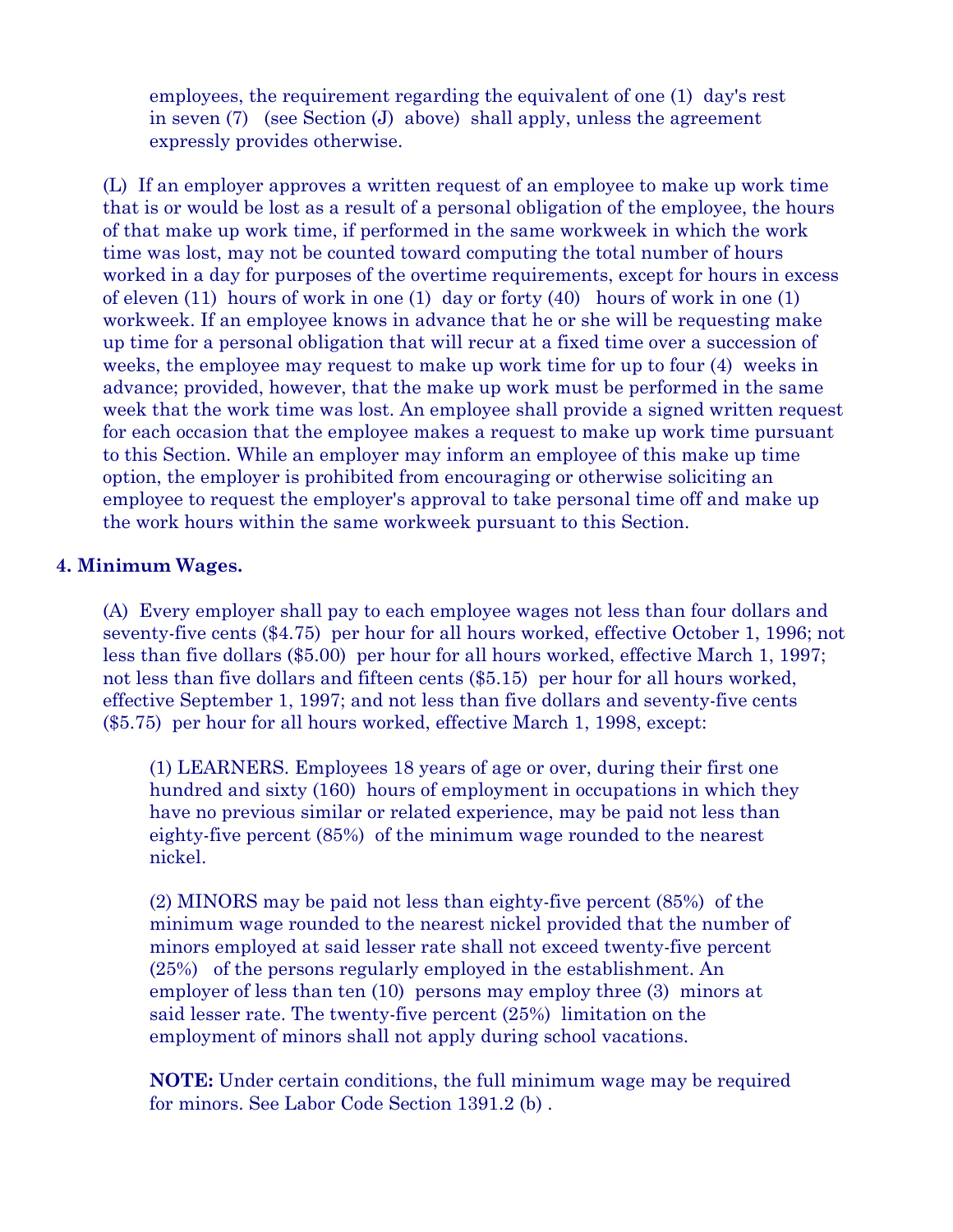employees, the requirement regarding the equivalent of one (1) day's rest in seven (7) (see Section (J) above) shall apply, unless the agreement expressly provides otherwise.

(L) If an employer approves a written request of an employee to make up work time that is or would be lost as a result of a personal obligation of the employee, the hours of that make up work time, if performed in the same workweek in which the work time was lost, may not be counted toward computing the total number of hours worked in a day for purposes of the overtime requirements, except for hours in excess of eleven (11) hours of work in one (1) day or forty (40) hours of work in one (1) workweek. If an employee knows in advance that he or she will be requesting make up time for a personal obligation that will recur at a fixed time over a succession of weeks, the employee may request to make up work time for up to four (4) weeks in advance; provided, however, that the make up work must be performed in the same week that the work time was lost. An employee shall provide a signed written request for each occasion that the employee makes a request to make up work time pursuant to this Section. While an employer may inform an employee of this make up time option, the employer is prohibited from encouraging or otherwise soliciting an employee to request the employer's approval to take personal time off and make up the work hours within the same workweek pursuant to this Section.

**4. Minimum Wages.**

(A) Every employer shall pay to each employee wages not less than four dollars and seventy-five cents ($4.75) per hour for all hours worked, effective October 1, 1996; not less than five dollars ($5.00) per hour for all hours worked, effective March 1, 1997; not less than five dollars and fifteen cents ($5.15) per hour for all hours worked, effective September 1, 1997; and not less than five dollars and seventy-five cents ($5.75) per hour for all hours worked, effective March 1, 1998, except:

(1) LEARNERS. Employees 18 years of age or over, during their first one hundred and sixty (160) hours of employment in occupations in which they have no previous similar or related experience, may be paid not less than eighty-five percent (85%) of the minimum wage rounded to the nearest nickel.

(2) MINORS may be paid not less than eighty-five percent (85%) of the minimum wage rounded to the nearest nickel provided that the number of minors employed at said lesser rate shall not exceed twenty-five percent (25%) of the persons regularly employed in the establishment. An employer of less than ten (10) persons may employ three (3) minors at said lesser rate. The twenty-five percent (25%) limitation on the employment of minors shall not apply during school vacations.

**NOTE:** Under certain conditions, the full minimum wage may be required for minors. See Labor Code Section 1391.2 (b) .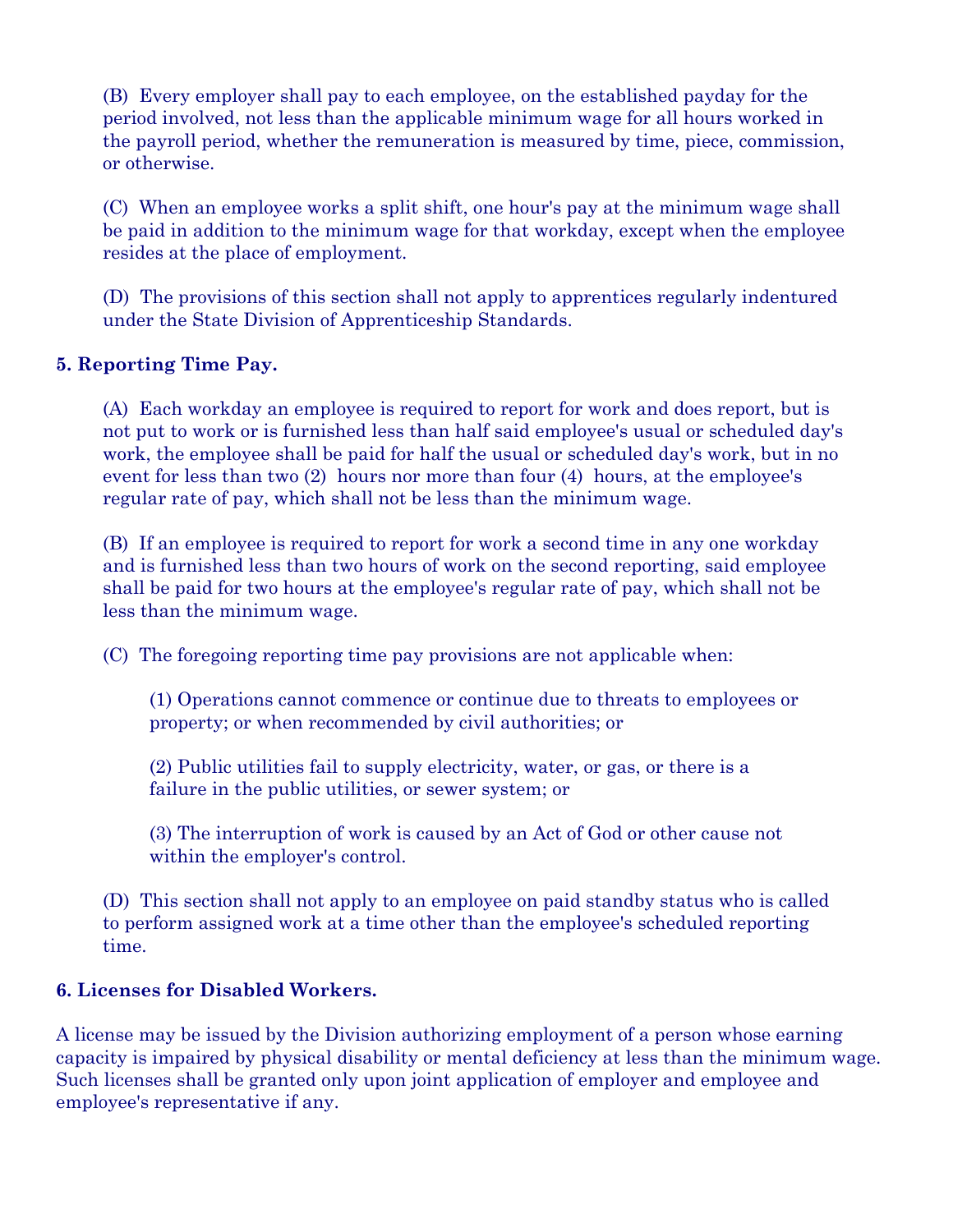(B) Every employer shall pay to each employee, on the established payday for the period involved, not less than the applicable minimum wage for all hours worked in the payroll period, whether the remuneration is measured by time, piece, commission, or otherwise.

(C) When an employee works a split shift, one hour's pay at the minimum wage shall be paid in addition to the minimum wage for that workday, except when the employee resides at the place of employment.

(D) The provisions of this section shall not apply to apprentices regularly indentured under the State Division of Apprenticeship Standards.

**5. Reporting Time Pay.**

(A) Each workday an employee is required to report for work and does report, but is not put to work or is furnished less than half said employee's usual or scheduled day's work, the employee shall be paid for half the usual or scheduled day's work, but in no event for less than two (2) hours nor more than four (4) hours, at the employee's regular rate of pay, which shall not be less than the minimum wage.

(B) If an employee is required to report for work a second time in any one workday and is furnished less than two hours of work on the second reporting, said employee shall be paid for two hours at the employee's regular rate of pay, which shall not be less than the minimum wage.

(C) The foregoing reporting time pay provisions are not applicable when:

(1) Operations cannot commence or continue due to threats to employees or property; or when recommended by civil authorities; or

(2) Public utilities fail to supply electricity, water, or gas, or there is a failure in the public utilities, or sewer system; or

(3) The interruption of work is caused by an Act of God or other cause not within the employer's control.

(D) This section shall not apply to an employee on paid standby status who is called to perform assigned work at a time other than the employee's scheduled reporting time.

**6. Licenses for Disabled Workers.**

A license may be issued by the Division authorizing employment of a person whose earning capacity is impaired by physical disability or mental deficiency at less than the minimum wage. Such licenses shall be granted only upon joint application of employer and employee and employee's representative if any.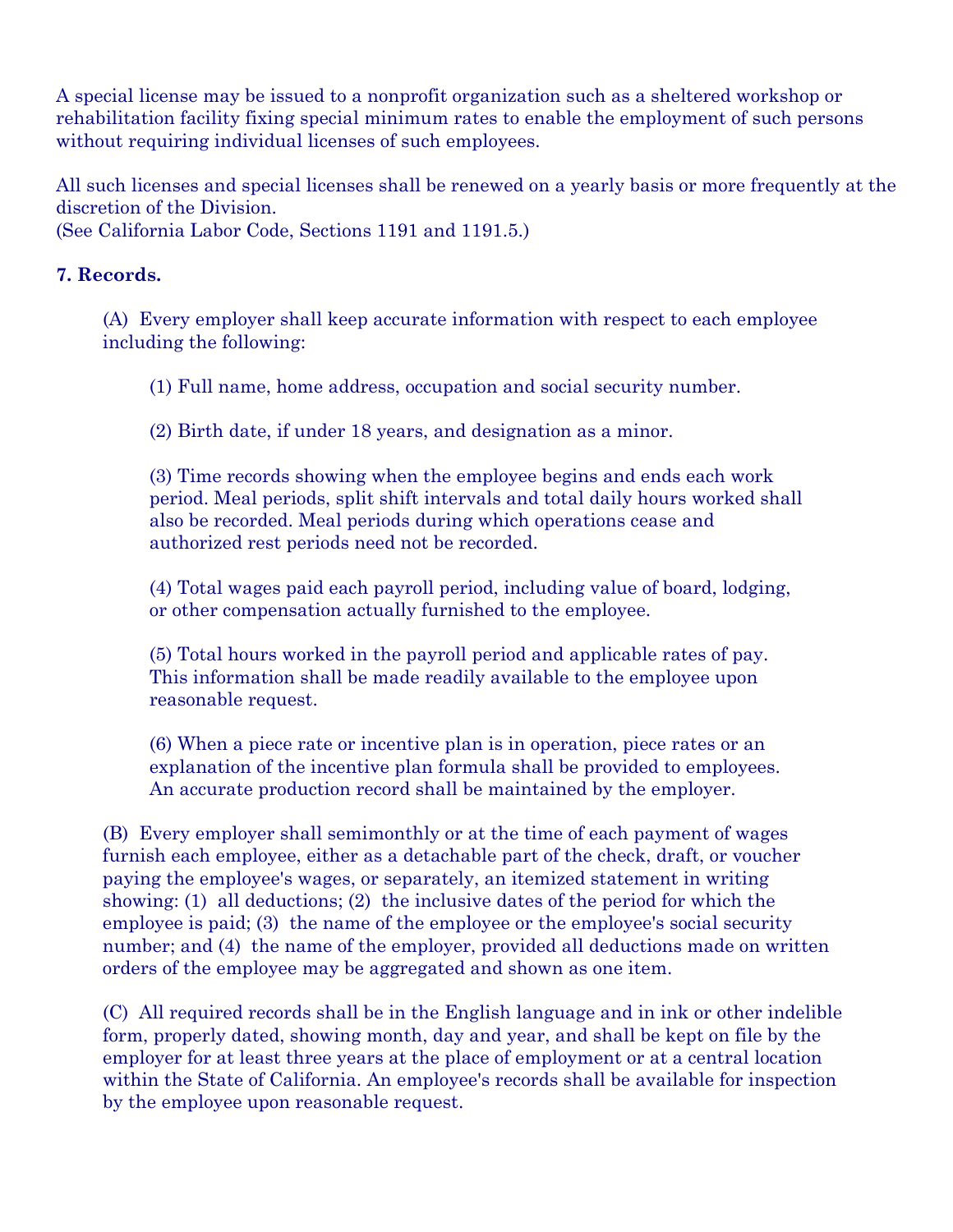A special license may be issued to a nonprofit organization such as a sheltered workshop or rehabilitation facility fixing special minimum rates to enable the employment of such persons without requiring individual licenses of such employees.

All such licenses and special licenses shall be renewed on a yearly basis or more frequently at the discretion of the Division.
(See California Labor Code, Sections 1191 and 1191.5.)

**7. Records.**

(A) Every employer shall keep accurate information with respect to each employee including the following:

(1) Full name, home address, occupation and social security number.

(2) Birth date, if under 18 years, and designation as a minor.

(3) Time records showing when the employee begins and ends each work period. Meal periods, split shift intervals and total daily hours worked shall also be recorded. Meal periods during which operations cease and authorized rest periods need not be recorded.

(4) Total wages paid each payroll period, including value of board, lodging, or other compensation actually furnished to the employee.

(5) Total hours worked in the payroll period and applicable rates of pay. This information shall be made readily available to the employee upon reasonable request.

(6) When a piece rate or incentive plan is in operation, piece rates or an explanation of the incentive plan formula shall be provided to employees. An accurate production record shall be maintained by the employer.

(B) Every employer shall semimonthly or at the time of each payment of wages furnish each employee, either as a detachable part of the check, draft, or voucher paying the employee's wages, or separately, an itemized statement in writing showing: (1) all deductions; (2) the inclusive dates of the period for which the employee is paid; (3) the name of the employee or the employee's social security number; and (4) the name of the employer, provided all deductions made on written orders of the employee may be aggregated and shown as one item.

(C) All required records shall be in the English language and in ink or other indelible form, properly dated, showing month, day and year, and shall be kept on file by the employer for at least three years at the place of employment or at a central location within the State of California. An employee's records shall be available for inspection by the employee upon reasonable request.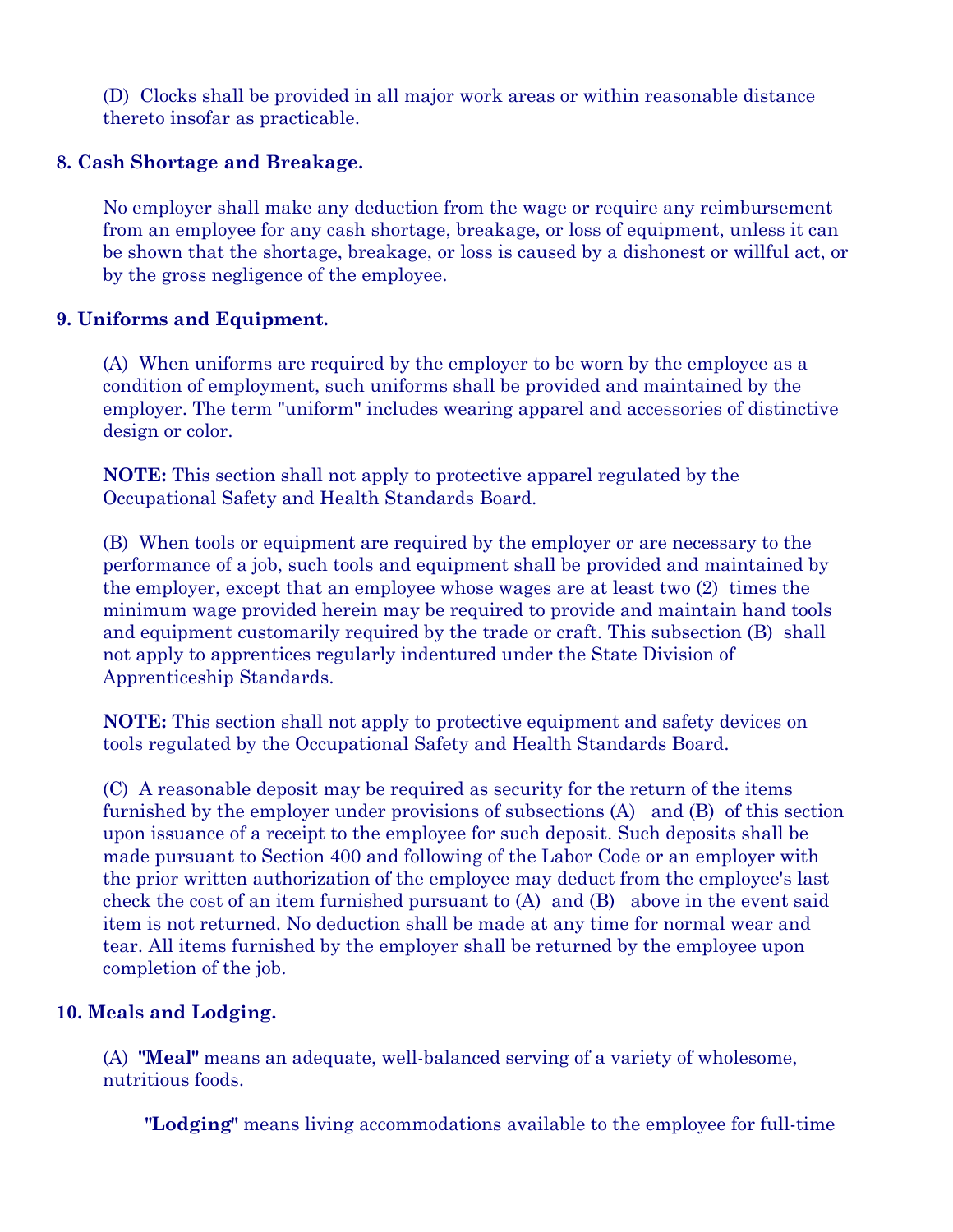(D) Clocks shall be provided in all major work areas or within reasonable distance thereto insofar as practicable.

### 8. Cash Shortage and Breakage.

No employer shall make any deduction from the wage or require any reimbursement from an employee for any cash shortage, breakage, or loss of equipment, unless it can be shown that the shortage, breakage, or loss is caused by a dishonest or willful act, or by the gross negligence of the employee.

### 9. Uniforms and Equipment.

(A) When uniforms are required by the employer to be worn by the employee as a condition of employment, such uniforms shall be provided and maintained by the employer. The term "uniform" includes wearing apparel and accessories of distinctive design or color.

**NOTE:** This section shall not apply to protective apparel regulated by the Occupational Safety and Health Standards Board.

(B) When tools or equipment are required by the employer or are necessary to the performance of a job, such tools and equipment shall be provided and maintained by the employer, except that an employee whose wages are at least two (2) times the minimum wage provided herein may be required to provide and maintain hand tools and equipment customarily required by the trade or craft. This subsection (B) shall not apply to apprentices regularly indentured under the State Division of Apprenticeship Standards.

**NOTE:** This section shall not apply to protective equipment and safety devices on tools regulated by the Occupational Safety and Health Standards Board.

(C) A reasonable deposit may be required as security for the return of the items furnished by the employer under provisions of subsections (A) and (B) of this section upon issuance of a receipt to the employee for such deposit. Such deposits shall be made pursuant to Section 400 and following of the Labor Code or an employer with the prior written authorization of the employee may deduct from the employee's last check the cost of an item furnished pursuant to (A) and (B) above in the event said item is not returned. No deduction shall be made at any time for normal wear and tear. All items furnished by the employer shall be returned by the employee upon completion of the job.

### 10. Meals and Lodging.

(A) **"Meal"** means an adequate, well-balanced serving of a variety of wholesome, nutritious foods.

**"Lodging"** means living accommodations available to the employee for full-time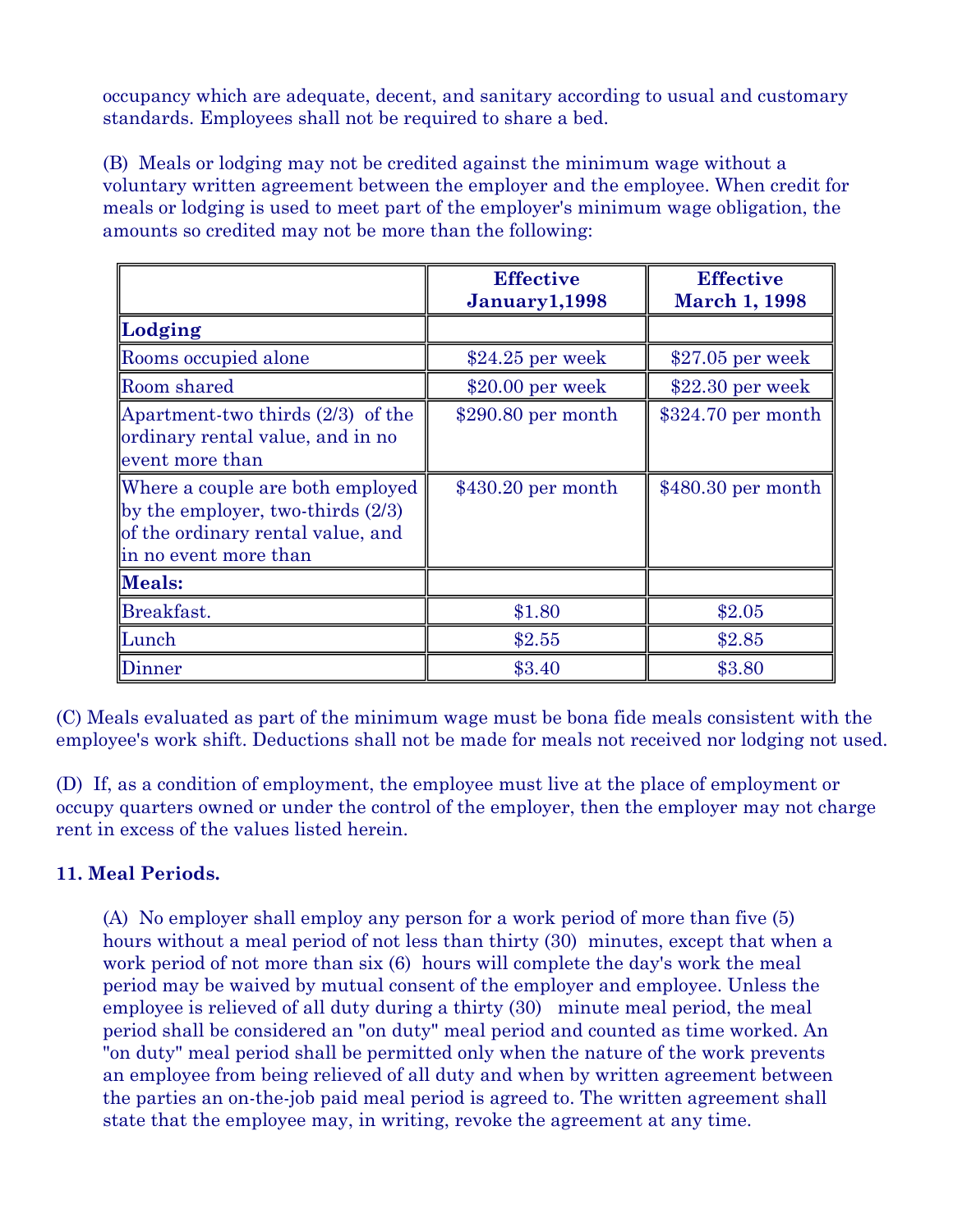occupancy which are adequate, decent, and sanitary according to usual and customary standards. Employees shall not be required to share a bed.

(B) Meals or lodging may not be credited against the minimum wage without a voluntary written agreement between the employer and the employee. When credit for meals or lodging is used to meet part of the employer's minimum wage obligation, the amounts so credited may not be more than the following:

| | **Effective January1,1998** | **Effective March 1, 1998** |
|---|---|---|
| **Lodging** | | |
| Rooms occupied alone | $24.25 per week | $27.05 per week |
| Room shared | $20.00 per week | $22.30 per week |
| Apartment-two thirds (2/3) of the ordinary rental value, and in no event more than | $290.80 per month | $324.70 per month |
| Where a couple are both employed by the employer, two-thirds (2/3) of the ordinary rental value, and in no event more than | $430.20 per month | $480.30 per month |
| **Meals:** | | |
| Breakfast. | $1.80 | $2.05 |
| Lunch | $2.55 | $2.85 |
| Dinner | $3.40 | $3.80 |

(C) Meals evaluated as part of the minimum wage must be bona fide meals consistent with the employee's work shift. Deductions shall not be made for meals not received nor lodging not used.

(D) If, as a condition of employment, the employee must live at the place of employment or occupy quarters owned or under the control of the employer, then the employer may not charge rent in excess of the values listed herein.

**11. Meal Periods.**

(A) No employer shall employ any person for a work period of more than five (5) hours without a meal period of not less than thirty (30) minutes, except that when a work period of not more than six (6) hours will complete the day's work the meal period may be waived by mutual consent of the employer and employee. Unless the employee is relieved of all duty during a thirty (30) minute meal period, the meal period shall be considered an "on duty" meal period and counted as time worked. An "on duty" meal period shall be permitted only when the nature of the work prevents an employee from being relieved of all duty and when by written agreement between the parties an on-the-job paid meal period is agreed to. The written agreement shall state that the employee may, in writing, revoke the agreement at any time.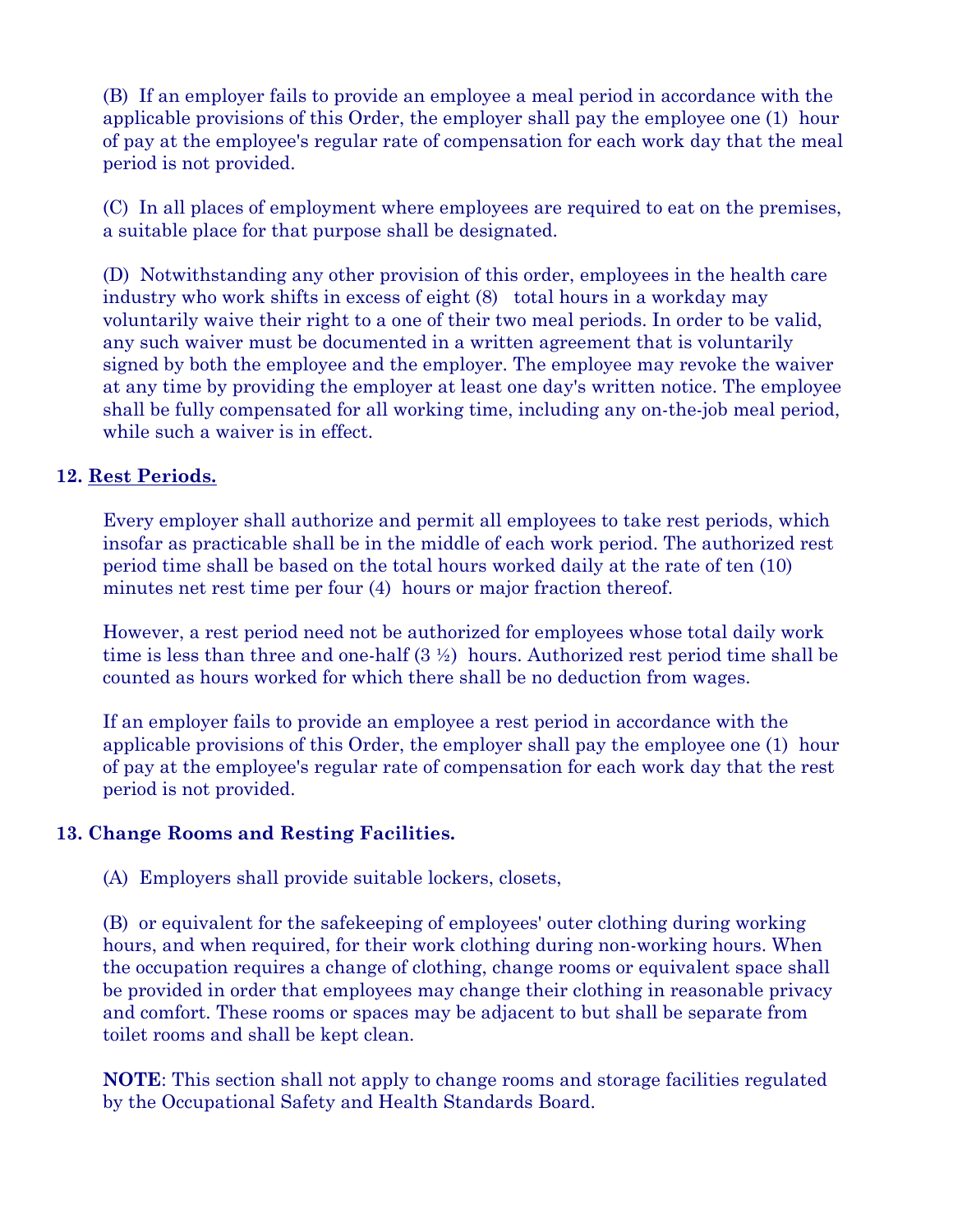(B) If an employer fails to provide an employee a meal period in accordance with the applicable provisions of this Order, the employer shall pay the employee one (1) hour of pay at the employee's regular rate of compensation for each work day that the meal period is not provided.

(C) In all places of employment where employees are required to eat on the premises, a suitable place for that purpose shall be designated.

(D) Notwithstanding any other provision of this order, employees in the health care industry who work shifts in excess of eight (8) total hours in a workday may voluntarily waive their right to a one of their two meal periods. In order to be valid, any such waiver must be documented in a written agreement that is voluntarily signed by both the employee and the employer. The employee may revoke the waiver at any time by providing the employer at least one day's written notice. The employee shall be fully compensated for all working time, including any on-the-job meal period, while such a waiver is in effect.

**12. <u>Rest Periods.</u>**

Every employer shall authorize and permit all employees to take rest periods, which insofar as practicable shall be in the middle of each work period. The authorized rest period time shall be based on the total hours worked daily at the rate of ten (10) minutes net rest time per four (4) hours or major fraction thereof.

However, a rest period need not be authorized for employees whose total daily work time is less than three and one-half (3 ½) hours. Authorized rest period time shall be counted as hours worked for which there shall be no deduction from wages.

If an employer fails to provide an employee a rest period in accordance with the applicable provisions of this Order, the employer shall pay the employee one (1) hour of pay at the employee's regular rate of compensation for each work day that the rest period is not provided.

**13. Change Rooms and Resting Facilities.**

(A) Employers shall provide suitable lockers, closets,

(B) or equivalent for the safekeeping of employees' outer clothing during working hours, and when required, for their work clothing during non-working hours. When the occupation requires a change of clothing, change rooms or equivalent space shall be provided in order that employees may change their clothing in reasonable privacy and comfort. These rooms or spaces may be adjacent to but shall be separate from toilet rooms and shall be kept clean.

**NOTE**: This section shall not apply to change rooms and storage facilities regulated by the Occupational Safety and Health Standards Board.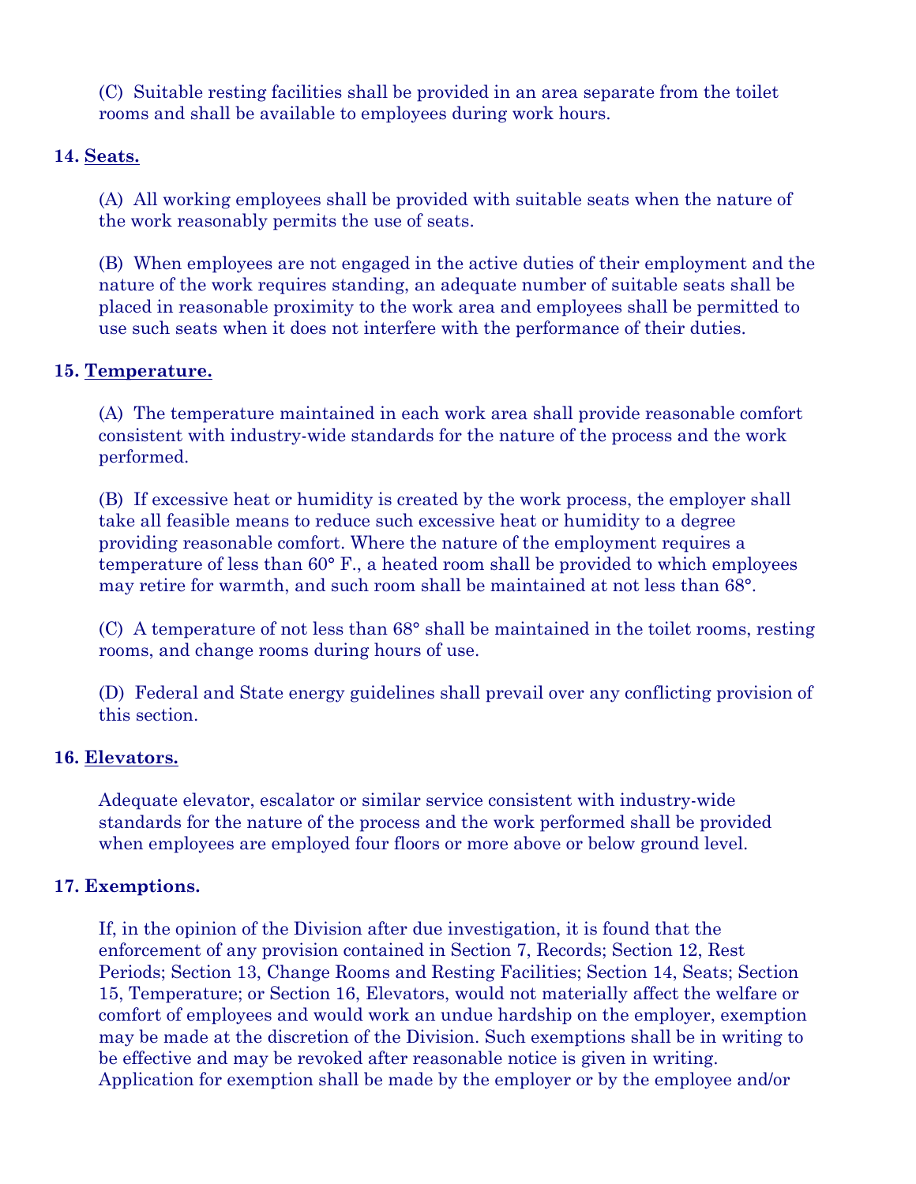(C) Suitable resting facilities shall be provided in an area separate from the toilet rooms and shall be available to employees during work hours.

**14. Seats.**

(A) All working employees shall be provided with suitable seats when the nature of the work reasonably permits the use of seats.

(B) When employees are not engaged in the active duties of their employment and the nature of the work requires standing, an adequate number of suitable seats shall be placed in reasonable proximity to the work area and employees shall be permitted to use such seats when it does not interfere with the performance of their duties.

**15. Temperature.**

(A) The temperature maintained in each work area shall provide reasonable comfort consistent with industry-wide standards for the nature of the process and the work performed.

(B) If excessive heat or humidity is created by the work process, the employer shall take all feasible means to reduce such excessive heat or humidity to a degree providing reasonable comfort. Where the nature of the employment requires a temperature of less than 60° F., a heated room shall be provided to which employees may retire for warmth, and such room shall be maintained at not less than 68°.

(C) A temperature of not less than 68° shall be maintained in the toilet rooms, resting rooms, and change rooms during hours of use.

(D) Federal and State energy guidelines shall prevail over any conflicting provision of this section.

**16. Elevators.**

Adequate elevator, escalator or similar service consistent with industry-wide standards for the nature of the process and the work performed shall be provided when employees are employed four floors or more above or below ground level.

**17. Exemptions.**

If, in the opinion of the Division after due investigation, it is found that the enforcement of any provision contained in Section 7, Records; Section 12, Rest Periods; Section 13, Change Rooms and Resting Facilities; Section 14, Seats; Section 15, Temperature; or Section 16, Elevators, would not materially affect the welfare or comfort of employees and would work an undue hardship on the employer, exemption may be made at the discretion of the Division. Such exemptions shall be in writing to be effective and may be revoked after reasonable notice is given in writing. Application for exemption shall be made by the employer or by the employee and/or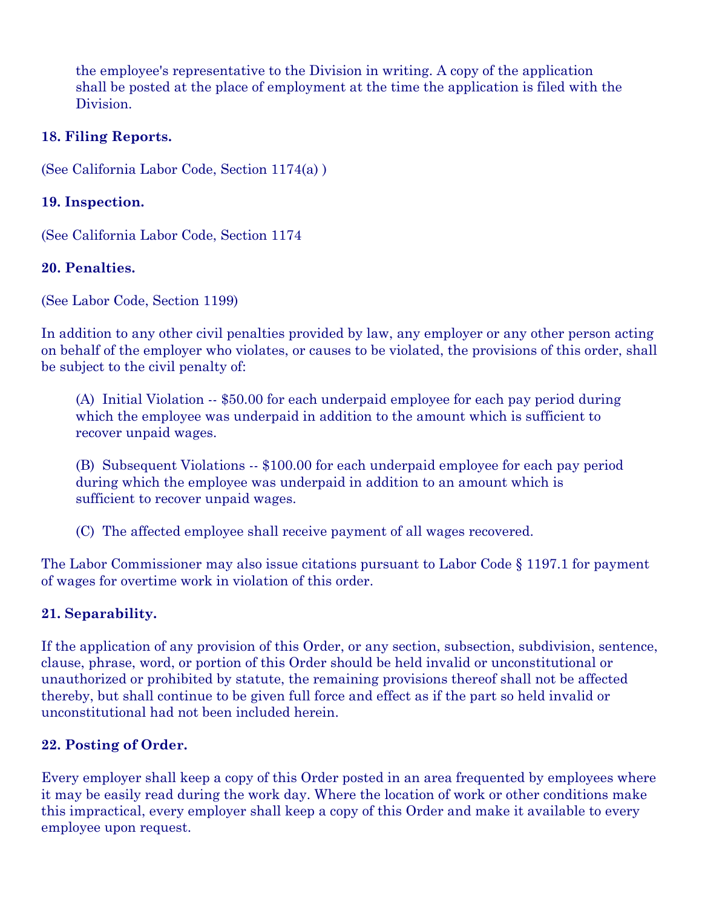the employee's representative to the Division in writing. A copy of the application shall be posted at the place of employment at the time the application is filed with the Division.

**18. Filing Reports.**

(See California Labor Code, Section 1174(a) )

**19. Inspection.**

(See California Labor Code, Section 1174

**20. Penalties.**

(See Labor Code, Section 1199)

In addition to any other civil penalties provided by law, any employer or any other person acting on behalf of the employer who violates, or causes to be violated, the provisions of this order, shall be subject to the civil penalty of:

(A) Initial Violation -- $50.00 for each underpaid employee for each pay period during which the employee was underpaid in addition to the amount which is sufficient to recover unpaid wages.

(B) Subsequent Violations -- $100.00 for each underpaid employee for each pay period during which the employee was underpaid in addition to an amount which is sufficient to recover unpaid wages.

(C) The affected employee shall receive payment of all wages recovered.

The Labor Commissioner may also issue citations pursuant to Labor Code § 1197.1 for payment of wages for overtime work in violation of this order.

**21. Separability.**

If the application of any provision of this Order, or any section, subsection, subdivision, sentence, clause, phrase, word, or portion of this Order should be held invalid or unconstitutional or unauthorized or prohibited by statute, the remaining provisions thereof shall not be affected thereby, but shall continue to be given full force and effect as if the part so held invalid or unconstitutional had not been included herein.

**22. Posting of Order.**

Every employer shall keep a copy of this Order posted in an area frequented by employees where it may be easily read during the work day. Where the location of work or other conditions make this impractical, every employer shall keep a copy of this Order and make it available to every employee upon request.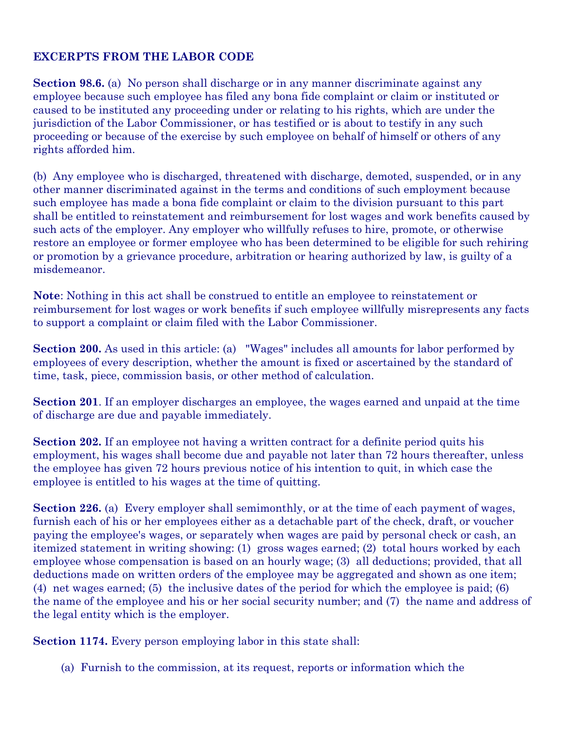## EXCERPTS FROM THE LABOR CODE

**Section 98.6.** (a) No person shall discharge or in any manner discriminate against any employee because such employee has filed any bona fide complaint or claim or instituted or caused to be instituted any proceeding under or relating to his rights, which are under the jurisdiction of the Labor Commissioner, or has testified or is about to testify in any such proceeding or because of the exercise by such employee on behalf of himself or others of any rights afforded him.

(b) Any employee who is discharged, threatened with discharge, demoted, suspended, or in any other manner discriminated against in the terms and conditions of such employment because such employee has made a bona fide complaint or claim to the division pursuant to this part shall be entitled to reinstatement and reimbursement for lost wages and work benefits caused by such acts of the employer. Any employer who willfully refuses to hire, promote, or otherwise restore an employee or former employee who has been determined to be eligible for such rehiring or promotion by a grievance procedure, arbitration or hearing authorized by law, is guilty of a misdemeanor.

**Note**: Nothing in this act shall be construed to entitle an employee to reinstatement or reimbursement for lost wages or work benefits if such employee willfully misrepresents any facts to support a complaint or claim filed with the Labor Commissioner.

**Section 200.** As used in this article: (a) "Wages" includes all amounts for labor performed by employees of every description, whether the amount is fixed or ascertained by the standard of time, task, piece, commission basis, or other method of calculation.

**Section 201**. If an employer discharges an employee, the wages earned and unpaid at the time of discharge are due and payable immediately.

**Section 202.** If an employee not having a written contract for a definite period quits his employment, his wages shall become due and payable not later than 72 hours thereafter, unless the employee has given 72 hours previous notice of his intention to quit, in which case the employee is entitled to his wages at the time of quitting.

**Section 226.** (a) Every employer shall semimonthly, or at the time of each payment of wages, furnish each of his or her employees either as a detachable part of the check, draft, or voucher paying the employee's wages, or separately when wages are paid by personal check or cash, an itemized statement in writing showing: (1) gross wages earned; (2) total hours worked by each employee whose compensation is based on an hourly wage; (3) all deductions; provided, that all deductions made on written orders of the employee may be aggregated and shown as one item; (4) net wages earned; (5) the inclusive dates of the period for which the employee is paid; (6) the name of the employee and his or her social security number; and (7) the name and address of the legal entity which is the employer.

**Section 1174.** Every person employing labor in this state shall:

(a) Furnish to the commission, at its request, reports or information which the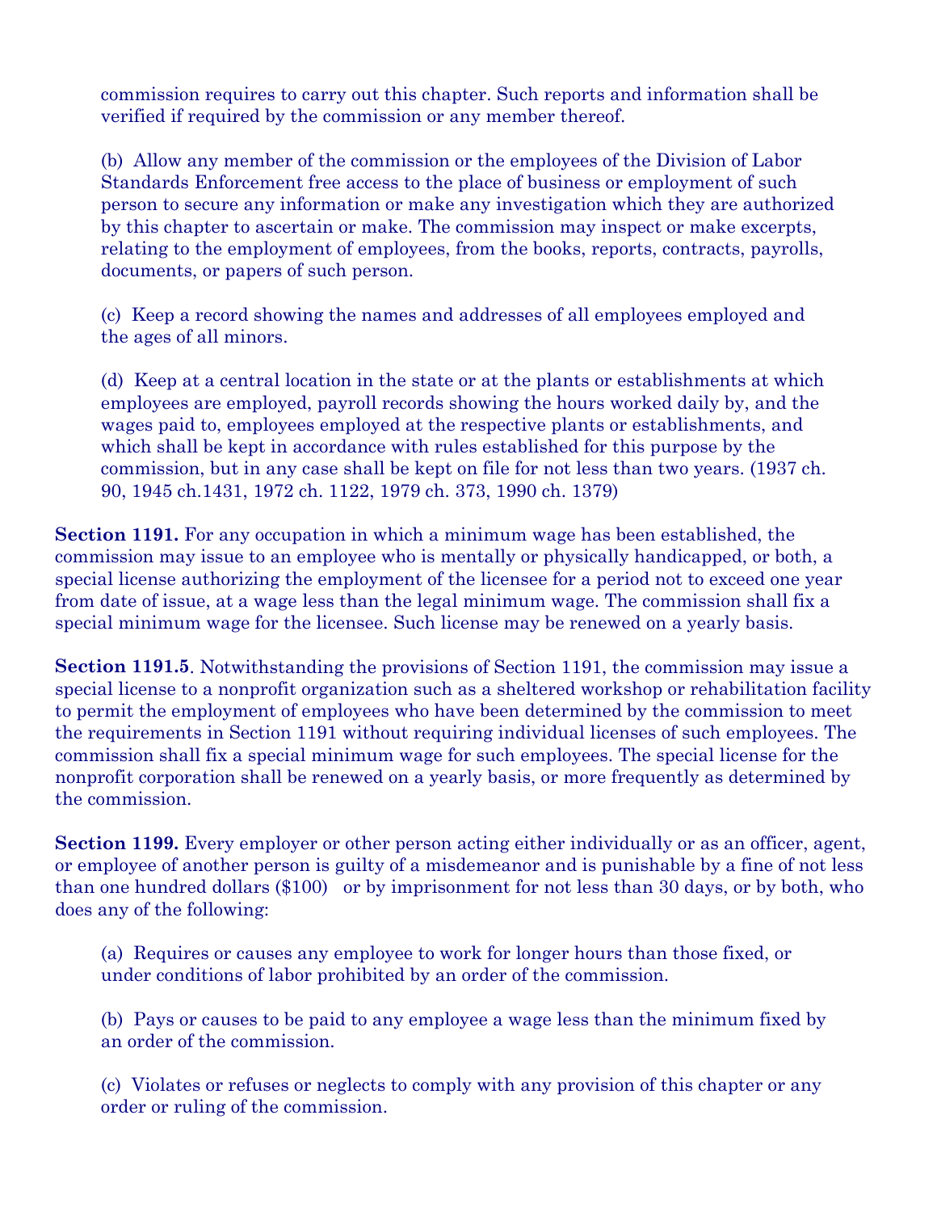commission requires to carry out this chapter. Such reports and information shall be verified if required by the commission or any member thereof.

(b) Allow any member of the commission or the employees of the Division of Labor Standards Enforcement free access to the place of business or employment of such person to secure any information or make any investigation which they are authorized by this chapter to ascertain or make. The commission may inspect or make excerpts, relating to the employment of employees, from the books, reports, contracts, payrolls, documents, or papers of such person.

(c) Keep a record showing the names and addresses of all employees employed and the ages of all minors.

(d) Keep at a central location in the state or at the plants or establishments at which employees are employed, payroll records showing the hours worked daily by, and the wages paid to, employees employed at the respective plants or establishments, and which shall be kept in accordance with rules established for this purpose by the commission, but in any case shall be kept on file for not less than two years. (1937 ch. 90, 1945 ch.1431, 1972 ch. 1122, 1979 ch. 373, 1990 ch. 1379)

**Section 1191.** For any occupation in which a minimum wage has been established, the commission may issue to an employee who is mentally or physically handicapped, or both, a special license authorizing the employment of the licensee for a period not to exceed one year from date of issue, at a wage less than the legal minimum wage. The commission shall fix a special minimum wage for the licensee. Such license may be renewed on a yearly basis.

**Section 1191.5**. Notwithstanding the provisions of Section 1191, the commission may issue a special license to a nonprofit organization such as a sheltered workshop or rehabilitation facility to permit the employment of employees who have been determined by the commission to meet the requirements in Section 1191 without requiring individual licenses of such employees. The commission shall fix a special minimum wage for such employees. The special license for the nonprofit corporation shall be renewed on a yearly basis, or more frequently as determined by the commission.

**Section 1199.** Every employer or other person acting either individually or as an officer, agent, or employee of another person is guilty of a misdemeanor and is punishable by a fine of not less than one hundred dollars ($100) or by imprisonment for not less than 30 days, or by both, who does any of the following:

(a) Requires or causes any employee to work for longer hours than those fixed, or under conditions of labor prohibited by an order of the commission.

(b) Pays or causes to be paid to any employee a wage less than the minimum fixed by an order of the commission.

(c) Violates or refuses or neglects to comply with any provision of this chapter or any order or ruling of the commission.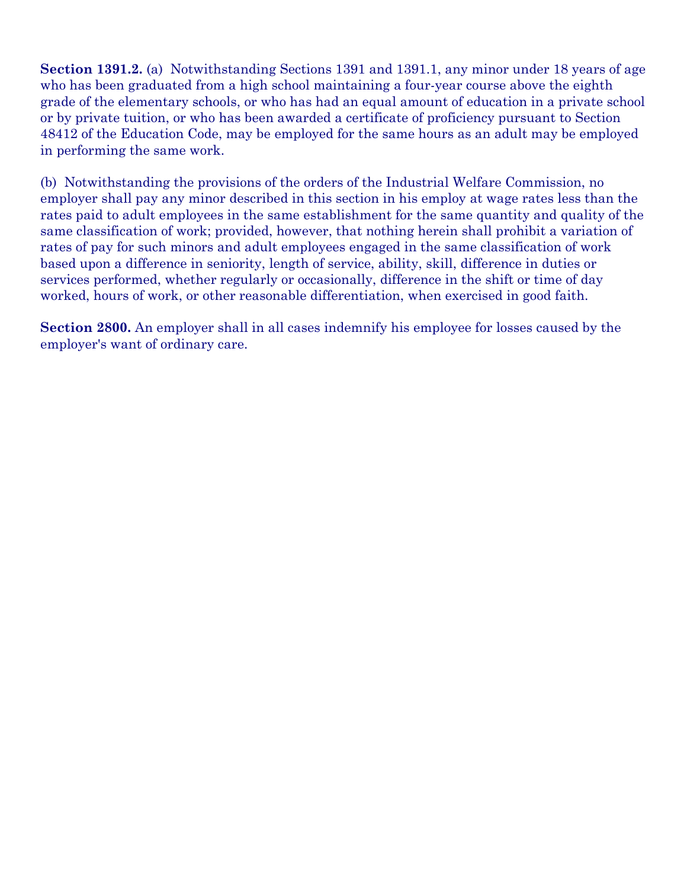**Section 1391.2.** (a) Notwithstanding Sections 1391 and 1391.1, any minor under 18 years of age who has been graduated from a high school maintaining a four-year course above the eighth grade of the elementary schools, or who has had an equal amount of education in a private school or by private tuition, or who has been awarded a certificate of proficiency pursuant to Section 48412 of the Education Code, may be employed for the same hours as an adult may be employed in performing the same work.

(b) Notwithstanding the provisions of the orders of the Industrial Welfare Commission, no employer shall pay any minor described in this section in his employ at wage rates less than the rates paid to adult employees in the same establishment for the same quantity and quality of the same classification of work; provided, however, that nothing herein shall prohibit a variation of rates of pay for such minors and adult employees engaged in the same classification of work based upon a difference in seniority, length of service, ability, skill, difference in duties or services performed, whether regularly or occasionally, difference in the shift or time of day worked, hours of work, or other reasonable differentiation, when exercised in good faith.

**Section 2800.** An employer shall in all cases indemnify his employee for losses caused by the employer's want of ordinary care.